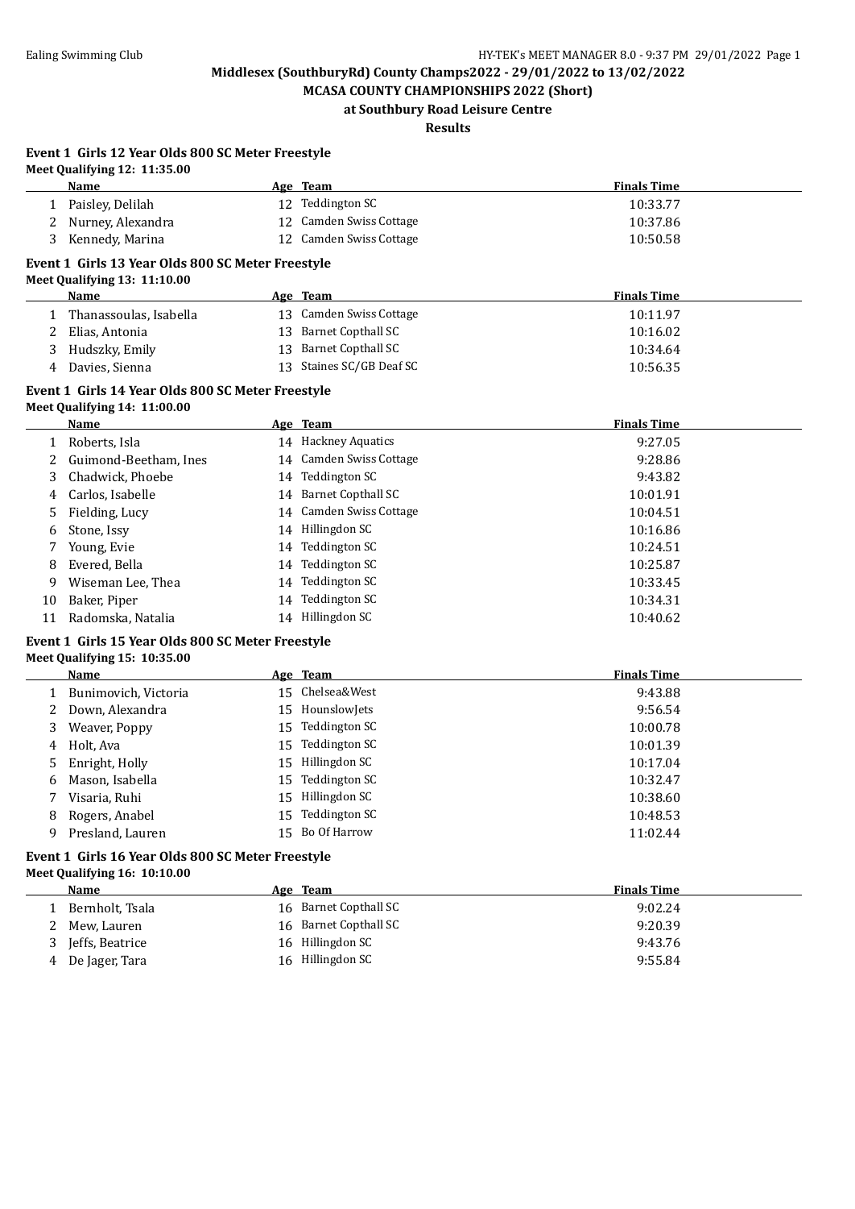**Middlesex (SouthburyRd) County Champs2022 - 29/01/2022 to 13/02/2022**

**MCASA COUNTY CHAMPIONSHIPS 2022 (Short)**

**at Southbury Road Leisure Centre**

**Results**

### Event 1 Girls 12 Year Olds 800 SC Meter Freestyle

**Meet Qualifying 12: 11:35.00**

| | Name | Age | Team | Finals Time |
|---|---|---|---|---|
| 1 | Paisley, Delilah | 12 | Teddington SC | 10:33.77 |
| 2 | Nurney, Alexandra | 12 | Camden Swiss Cottage | 10:37.86 |
| 3 | Kennedy, Marina | 12 | Camden Swiss Cottage | 10:50.58 |

### Event 1 Girls 13 Year Olds 800 SC Meter Freestyle

**Meet Qualifying 13: 11:10.00**

| | Name | Age | Team | Finals Time |
|---|---|---|---|---|
| 1 | Thanassoulas, Isabella | 13 | Camden Swiss Cottage | 10:11.97 |
| 2 | Elias, Antonia | 13 | Barnet Copthall SC | 10:16.02 |
| 3 | Hudszky, Emily | 13 | Barnet Copthall SC | 10:34.64 |
| 4 | Davies, Sienna | 13 | Staines SC/GB Deaf SC | 10:56.35 |

### Event 1 Girls 14 Year Olds 800 SC Meter Freestyle

**Meet Qualifying 14: 11:00.00**

| | Name | Age | Team | Finals Time |
|---|---|---|---|---|
| 1 | Roberts, Isla | 14 | Hackney Aquatics | 9:27.05 |
| 2 | Guimond-Beetham, Ines | 14 | Camden Swiss Cottage | 9:28.86 |
| 3 | Chadwick, Phoebe | 14 | Teddington SC | 9:43.82 |
| 4 | Carlos, Isabelle | 14 | Barnet Copthall SC | 10:01.91 |
| 5 | Fielding, Lucy | 14 | Camden Swiss Cottage | 10:04.51 |
| 6 | Stone, Issy | 14 | Hillingdon SC | 10:16.86 |
| 7 | Young, Evie | 14 | Teddington SC | 10:24.51 |
| 8 | Evered, Bella | 14 | Teddington SC | 10:25.87 |
| 9 | Wiseman Lee, Thea | 14 | Teddington SC | 10:33.45 |
| 10 | Baker, Piper | 14 | Teddington SC | 10:34.31 |
| 11 | Radomska, Natalia | 14 | Hillingdon SC | 10:40.62 |

### Event 1 Girls 15 Year Olds 800 SC Meter Freestyle

**Meet Qualifying 15: 10:35.00**

| | Name | Age | Team | Finals Time |
|---|---|---|---|---|
| 1 | Bunimovich, Victoria | 15 | Chelsea&West | 9:43.88 |
| 2 | Down, Alexandra | 15 | HounslowJets | 9:56.54 |
| 3 | Weaver, Poppy | 15 | Teddington SC | 10:00.78 |
| 4 | Holt, Ava | 15 | Teddington SC | 10:01.39 |
| 5 | Enright, Holly | 15 | Hillingdon SC | 10:17.04 |
| 6 | Mason, Isabella | 15 | Teddington SC | 10:32.47 |
| 7 | Visaria, Ruhi | 15 | Hillingdon SC | 10:38.60 |
| 8 | Rogers, Anabel | 15 | Teddington SC | 10:48.53 |
| 9 | Presland, Lauren | 15 | Bo Of Harrow | 11:02.44 |

### Event 1 Girls 16 Year Olds 800 SC Meter Freestyle

**Meet Qualifying 16: 10:10.00**

| | Name | Age | Team | Finals Time |
|---|---|---|---|---|
| 1 | Bernholt, Tsala | 16 | Barnet Copthall SC | 9:02.24 |
| 2 | Mew, Lauren | 16 | Barnet Copthall SC | 9:20.39 |
| 3 | Jeffs, Beatrice | 16 | Hillingdon SC | 9:43.76 |
| 4 | De Jager, Tara | 16 | Hillingdon SC | 9:55.84 |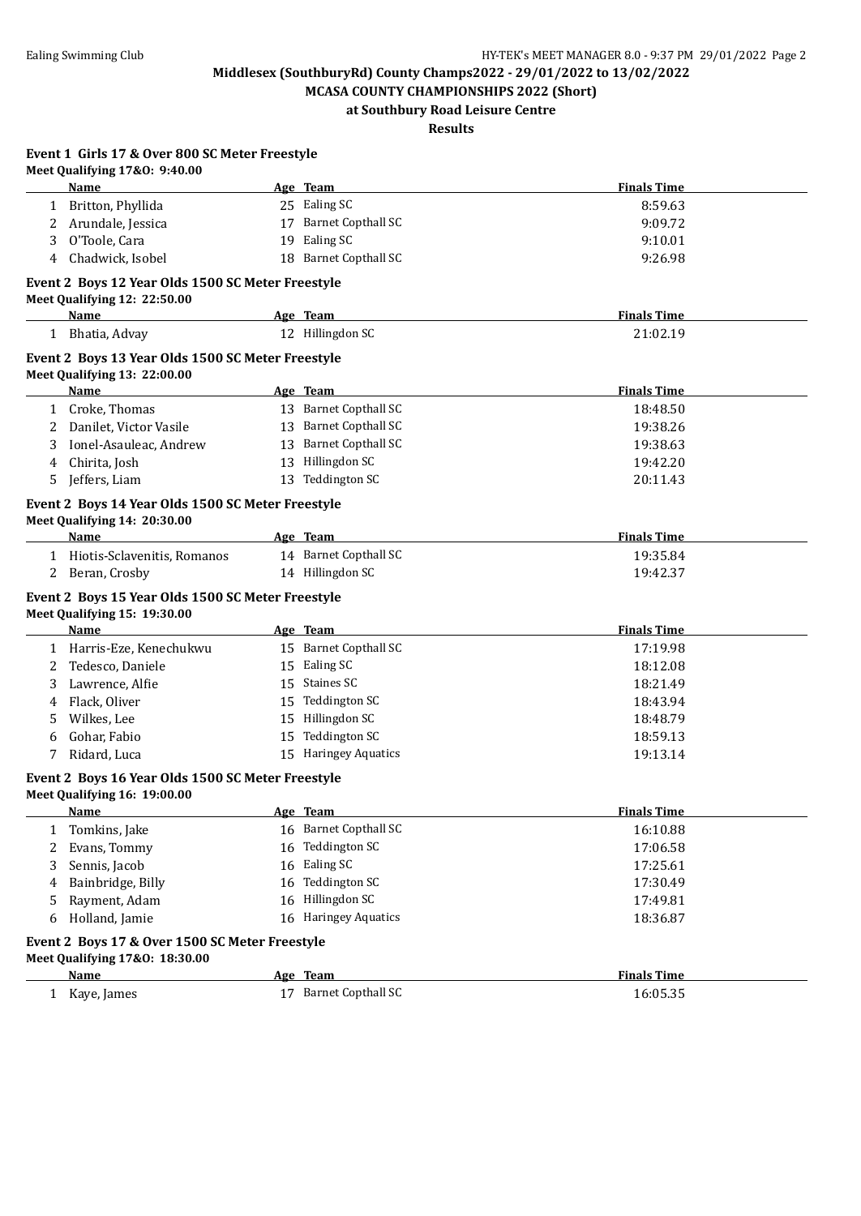# Middlesex (SouthburyRd) County Champs2022 - 29/01/2022 to 13/02/2022

## MCASA COUNTY CHAMPIONSHIPS 2022 (Short)

### at Southbury Road Leisure Centre

### Results

**Event 1 Girls 17 & Over 800 SC Meter Freestyle**

**Meet Qualifying 17&O: 9:40.00**

| | Name | Age | Team | Finals Time |
|---|---|---|---|---|
| 1 | Britton, Phyllida | 25 | Ealing SC | 8:59.63 |
| 2 | Arundale, Jessica | 17 | Barnet Copthall SC | 9:09.72 |
| 3 | O'Toole, Cara | 19 | Ealing SC | 9:10.01 |
| 4 | Chadwick, Isobel | 18 | Barnet Copthall SC | 9:26.98 |

**Event 2 Boys 12 Year Olds 1500 SC Meter Freestyle**

**Meet Qualifying 12: 22:50.00**

| | Name | Age | Team | Finals Time |
|---|---|---|---|---|
| 1 | Bhatia, Advay | 12 | Hillingdon SC | 21:02.19 |

**Event 2 Boys 13 Year Olds 1500 SC Meter Freestyle**

**Meet Qualifying 13: 22:00.00**

| | Name | Age | Team | Finals Time |
|---|---|---|---|---|
| 1 | Croke, Thomas | 13 | Barnet Copthall SC | 18:48.50 |
| 2 | Danilet, Victor Vasile | 13 | Barnet Copthall SC | 19:38.26 |
| 3 | Ionel-Asauleac, Andrew | 13 | Barnet Copthall SC | 19:38.63 |
| 4 | Chirita, Josh | 13 | Hillingdon SC | 19:42.20 |
| 5 | Jeffers, Liam | 13 | Teddington SC | 20:11.43 |

**Event 2 Boys 14 Year Olds 1500 SC Meter Freestyle**

**Meet Qualifying 14: 20:30.00**

| | Name | Age | Team | Finals Time |
|---|---|---|---|---|
| 1 | Hiotis-Sclavenitis, Romanos | 14 | Barnet Copthall SC | 19:35.84 |
| 2 | Beran, Crosby | 14 | Hillingdon SC | 19:42.37 |

**Event 2 Boys 15 Year Olds 1500 SC Meter Freestyle**

**Meet Qualifying 15: 19:30.00**

| | Name | Age | Team | Finals Time |
|---|---|---|---|---|
| 1 | Harris-Eze, Kenechukwu | 15 | Barnet Copthall SC | 17:19.98 |
| 2 | Tedesco, Daniele | 15 | Ealing SC | 18:12.08 |
| 3 | Lawrence, Alfie | 15 | Staines SC | 18:21.49 |
| 4 | Flack, Oliver | 15 | Teddington SC | 18:43.94 |
| 5 | Wilkes, Lee | 15 | Hillingdon SC | 18:48.79 |
| 6 | Gohar, Fabio | 15 | Teddington SC | 18:59.13 |
| 7 | Ridard, Luca | 15 | Haringey Aquatics | 19:13.14 |

**Event 2 Boys 16 Year Olds 1500 SC Meter Freestyle**

**Meet Qualifying 16: 19:00.00**

| | Name | Age | Team | Finals Time |
|---|---|---|---|---|
| 1 | Tomkins, Jake | 16 | Barnet Copthall SC | 16:10.88 |
| 2 | Evans, Tommy | 16 | Teddington SC | 17:06.58 |
| 3 | Sennis, Jacob | 16 | Ealing SC | 17:25.61 |
| 4 | Bainbridge, Billy | 16 | Teddington SC | 17:30.49 |
| 5 | Rayment, Adam | 16 | Hillingdon SC | 17:49.81 |
| 6 | Holland, Jamie | 16 | Haringey Aquatics | 18:36.87 |

**Event 2 Boys 17 & Over 1500 SC Meter Freestyle**

**Meet Qualifying 17&O: 18:30.00**

| | Name | Age | Team | Finals Time |
|---|---|---|---|---|
| 1 | Kaye, James | 17 | Barnet Copthall SC | 16:05.35 |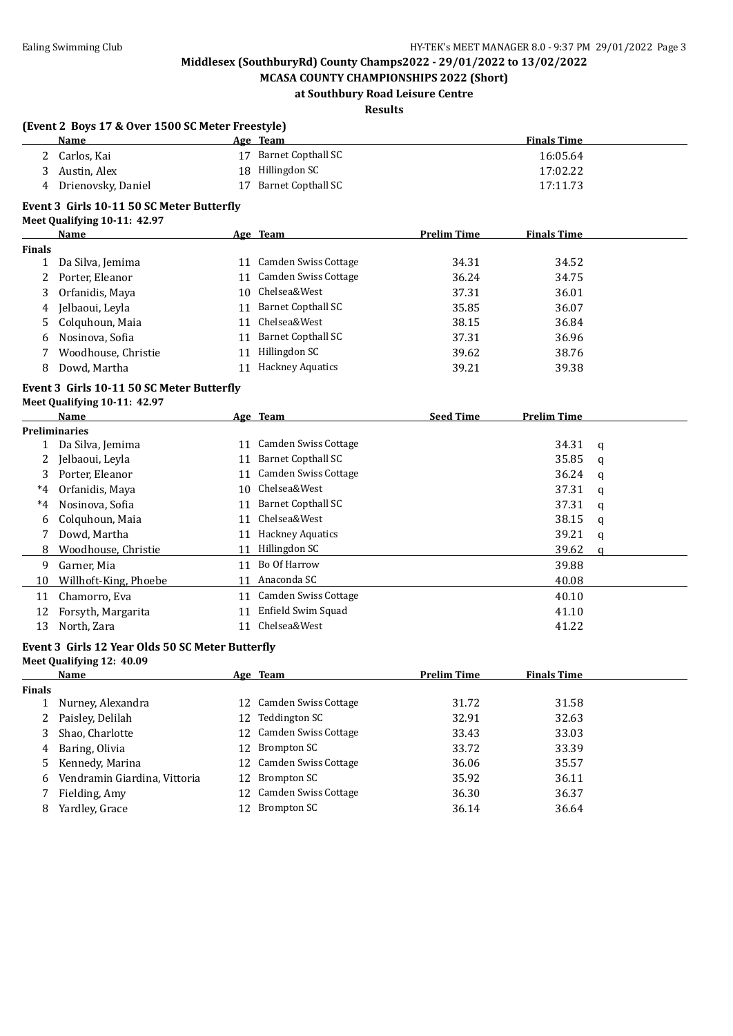Middlesex (SouthburyRd) County Champs2022 - 29/01/2022 to 13/02/2022

MCASA COUNTY CHAMPIONSHIPS 2022 (Short)

at Southbury Road Leisure Centre

Results

### (Event 2 Boys 17 & Over 1500 SC Meter Freestyle)

| | Name | Age | Team | Finals Time |
|---|---|---|---|---|
| 2 | Carlos, Kai | 17 | Barnet Copthall SC | 16:05.64 |
| 3 | Austin, Alex | 18 | Hillingdon SC | 17:02.22 |
| 4 | Drienovsky, Daniel | 17 | Barnet Copthall SC | 17:11.73 |

### Event 3 Girls 10-11 50 SC Meter Butterfly

Meet Qualifying 10-11: 42.97

| | Name | Age | Team | Prelim Time | Finals Time |
|---|---|---|---|---|---|
| **Finals** | | | | | |
| 1 | Da Silva, Jemima | 11 | Camden Swiss Cottage | 34.31 | 34.52 |
| 2 | Porter, Eleanor | 11 | Camden Swiss Cottage | 36.24 | 34.75 |
| 3 | Orfanidis, Maya | 10 | Chelsea&West | 37.31 | 36.01 |
| 4 | Jelbaoui, Leyla | 11 | Barnet Copthall SC | 35.85 | 36.07 |
| 5 | Colquhoun, Maia | 11 | Chelsea&West | 38.15 | 36.84 |
| 6 | Nosinova, Sofia | 11 | Barnet Copthall SC | 37.31 | 36.96 |
| 7 | Woodhouse, Christie | 11 | Hillingdon SC | 39.62 | 38.76 |
| 8 | Dowd, Martha | 11 | Hackney Aquatics | 39.21 | 39.38 |

### Event 3 Girls 10-11 50 SC Meter Butterfly

Meet Qualifying 10-11: 42.97

| | Name | Age | Team | Seed Time | Prelim Time | |
|---|---|---|---|---|---|---|
| **Preliminaries** | | | | | | |
| 1 | Da Silva, Jemima | 11 | Camden Swiss Cottage | | 34.31 | q |
| 2 | Jelbaoui, Leyla | 11 | Barnet Copthall SC | | 35.85 | q |
| 3 | Porter, Eleanor | 11 | Camden Swiss Cottage | | 36.24 | q |
| *4 | Orfanidis, Maya | 10 | Chelsea&West | | 37.31 | q |
| *4 | Nosinova, Sofia | 11 | Barnet Copthall SC | | 37.31 | q |
| 6 | Colquhoun, Maia | 11 | Chelsea&West | | 38.15 | q |
| 7 | Dowd, Martha | 11 | Hackney Aquatics | | 39.21 | q |
| 8 | Woodhouse, Christie | 11 | Hillingdon SC | | 39.62 | q |
| 9 | Garner, Mia | 11 | Bo Of Harrow | | 39.88 | |
| 10 | Willhoft-King, Phoebe | 11 | Anaconda SC | | 40.08 | |
| 11 | Chamorro, Eva | 11 | Camden Swiss Cottage | | 40.10 | |
| 12 | Forsyth, Margarita | 11 | Enfield Swim Squad | | 41.10 | |
| 13 | North, Zara | 11 | Chelsea&West | | 41.22 | |

### Event 3 Girls 12 Year Olds 50 SC Meter Butterfly

Meet Qualifying 12: 40.09

| | Name | Age | Team | Prelim Time | Finals Time |
|---|---|---|---|---|---|
| **Finals** | | | | | |
| 1 | Nurney, Alexandra | 12 | Camden Swiss Cottage | 31.72 | 31.58 |
| 2 | Paisley, Delilah | 12 | Teddington SC | 32.91 | 32.63 |
| 3 | Shao, Charlotte | 12 | Camden Swiss Cottage | 33.43 | 33.03 |
| 4 | Baring, Olivia | 12 | Brompton SC | 33.72 | 33.39 |
| 5 | Kennedy, Marina | 12 | Camden Swiss Cottage | 36.06 | 35.57 |
| 6 | Vendramin Giardina, Vittoria | 12 | Brompton SC | 35.92 | 36.11 |
| 7 | Fielding, Amy | 12 | Camden Swiss Cottage | 36.30 | 36.37 |
| 8 | Yardley, Grace | 12 | Brompton SC | 36.14 | 36.64 |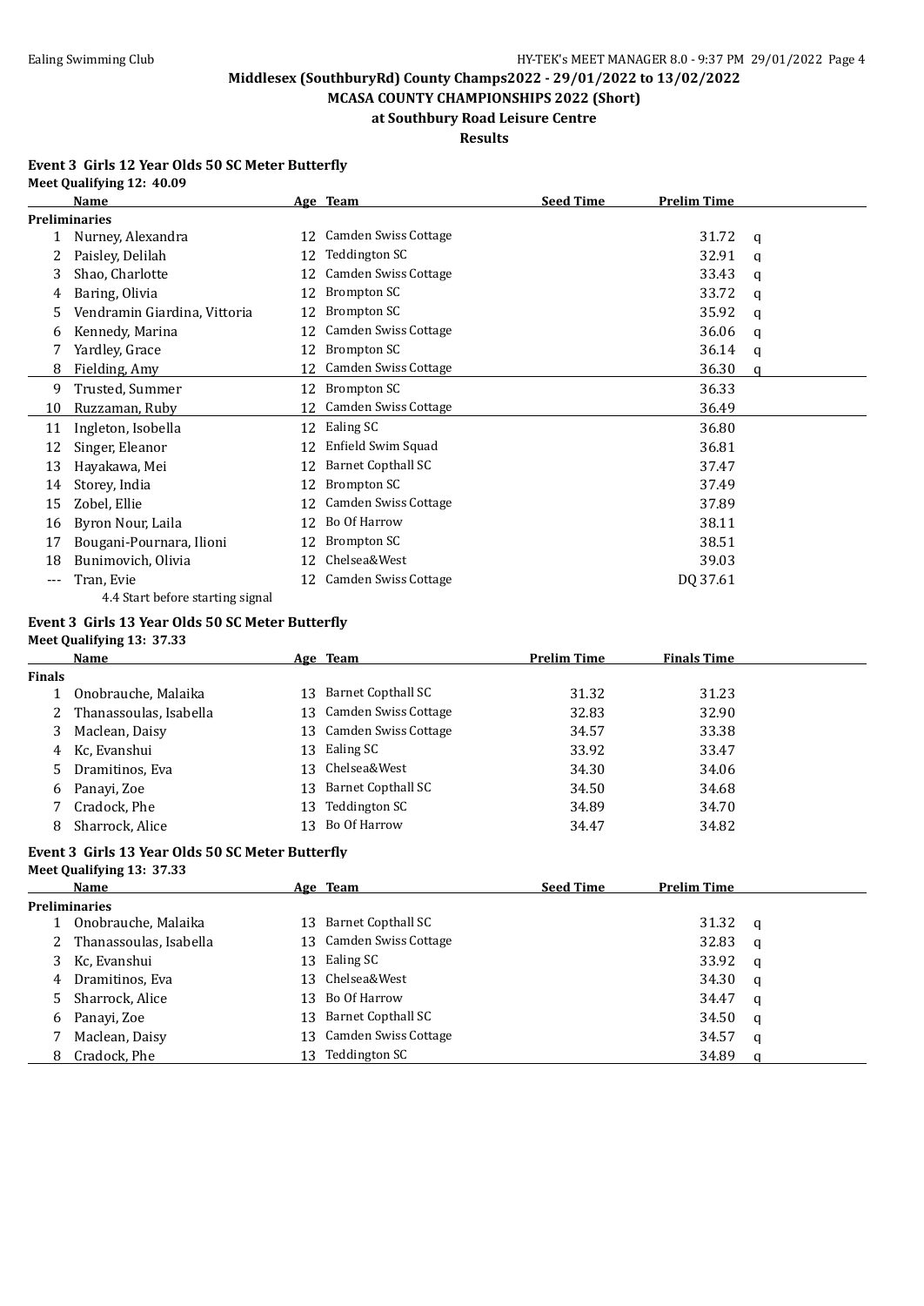Middlesex (SouthburyRd) County Champs2022 - 29/01/2022 to 13/02/2022

MCASA COUNTY CHAMPIONSHIPS 2022 (Short)

at Southbury Road Leisure Centre

Results

### Event 3 Girls 12 Year Olds 50 SC Meter Butterfly

Meet Qualifying 12: 40.09

| | Name | Age | Team | Seed Time | Prelim Time | |
|---|---|---|---|---|---|---|
| **Preliminaries** | | | | | | |
| 1 | Nurney, Alexandra | 12 | Camden Swiss Cottage | | 31.72 | q |
| 2 | Paisley, Delilah | 12 | Teddington SC | | 32.91 | q |
| 3 | Shao, Charlotte | 12 | Camden Swiss Cottage | | 33.43 | q |
| 4 | Baring, Olivia | 12 | Brompton SC | | 33.72 | q |
| 5 | Vendramin Giardina, Vittoria | 12 | Brompton SC | | 35.92 | q |
| 6 | Kennedy, Marina | 12 | Camden Swiss Cottage | | 36.06 | q |
| 7 | Yardley, Grace | 12 | Brompton SC | | 36.14 | q |
| 8 | Fielding, Amy | 12 | Camden Swiss Cottage | | 36.30 | q |
| 9 | Trusted, Summer | 12 | Brompton SC | | 36.33 | |
| 10 | Ruzzaman, Ruby | 12 | Camden Swiss Cottage | | 36.49 | |
| 11 | Ingleton, Isobella | 12 | Ealing SC | | 36.80 | |
| 12 | Singer, Eleanor | 12 | Enfield Swim Squad | | 36.81 | |
| 13 | Hayakawa, Mei | 12 | Barnet Copthall SC | | 37.47 | |
| 14 | Storey, India | 12 | Brompton SC | | 37.49 | |
| 15 | Zobel, Ellie | 12 | Camden Swiss Cottage | | 37.89 | |
| 16 | Byron Nour, Laila | 12 | Bo Of Harrow | | 38.11 | |
| 17 | Bougani-Pournara, Ilioni | 12 | Brompton SC | | 38.51 | |
| 18 | Bunimovich, Olivia | 12 | Chelsea&West | | 39.03 | |
| --- | Tran, Evie | 12 | Camden Swiss Cottage | | DQ 37.61 | |
| | 4.4 Start before starting signal | | | | | |

### Event 3 Girls 13 Year Olds 50 SC Meter Butterfly

Meet Qualifying 13: 37.33

| | Name | Age | Team | Prelim Time | Finals Time |
|---|---|---|---|---|---|
| **Finals** | | | | | |
| 1 | Onobrauche, Malaika | 13 | Barnet Copthall SC | 31.32 | 31.23 |
| 2 | Thanassoulas, Isabella | 13 | Camden Swiss Cottage | 32.83 | 32.90 |
| 3 | Maclean, Daisy | 13 | Camden Swiss Cottage | 34.57 | 33.38 |
| 4 | Kc, Evanshui | 13 | Ealing SC | 33.92 | 33.47 |
| 5 | Dramitinos, Eva | 13 | Chelsea&West | 34.30 | 34.06 |
| 6 | Panayi, Zoe | 13 | Barnet Copthall SC | 34.50 | 34.68 |
| 7 | Cradock, Phe | 13 | Teddington SC | 34.89 | 34.70 |
| 8 | Sharrock, Alice | 13 | Bo Of Harrow | 34.47 | 34.82 |

### Event 3 Girls 13 Year Olds 50 SC Meter Butterfly

Meet Qualifying 13: 37.33

| | Name | Age | Team | Seed Time | Prelim Time | |
|---|---|---|---|---|---|---|
| **Preliminaries** | | | | | | |
| 1 | Onobrauche, Malaika | 13 | Barnet Copthall SC | | 31.32 | q |
| 2 | Thanassoulas, Isabella | 13 | Camden Swiss Cottage | | 32.83 | q |
| 3 | Kc, Evanshui | 13 | Ealing SC | | 33.92 | q |
| 4 | Dramitinos, Eva | 13 | Chelsea&West | | 34.30 | q |
| 5 | Sharrock, Alice | 13 | Bo Of Harrow | | 34.47 | q |
| 6 | Panayi, Zoe | 13 | Barnet Copthall SC | | 34.50 | q |
| 7 | Maclean, Daisy | 13 | Camden Swiss Cottage | | 34.57 | q |
| 8 | Cradock, Phe | 13 | Teddington SC | | 34.89 | q |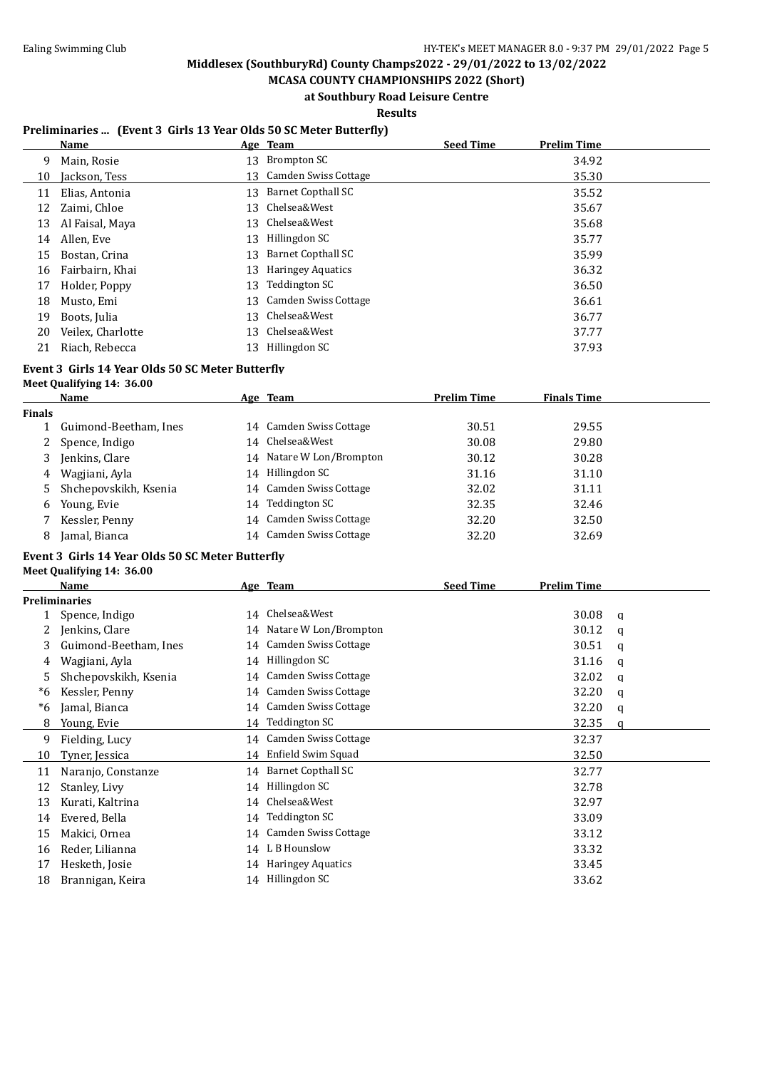## Middlesex (SouthburyRd) County Champs2022 - 29/01/2022 to 13/02/2022

### MCASA COUNTY CHAMPIONSHIPS 2022 (Short)

### at Southbury Road Leisure Centre

### Results

**Preliminaries ... (Event 3 Girls 13 Year Olds 50 SC Meter Butterfly)**

| | Name | Age | Team | Seed Time | Prelim Time |
|---|---|---|---|---|---|
| 9 | Main, Rosie | 13 | Brompton SC | | 34.92 |
| 10 | Jackson, Tess | 13 | Camden Swiss Cottage | | 35.30 |
| 11 | Elias, Antonia | 13 | Barnet Copthall SC | | 35.52 |
| 12 | Zaimi, Chloe | 13 | Chelsea&West | | 35.67 |
| 13 | Al Faisal, Maya | 13 | Chelsea&West | | 35.68 |
| 14 | Allen, Eve | 13 | Hillingdon SC | | 35.77 |
| 15 | Bostan, Crina | 13 | Barnet Copthall SC | | 35.99 |
| 16 | Fairbairn, Khai | 13 | Haringey Aquatics | | 36.32 |
| 17 | Holder, Poppy | 13 | Teddington SC | | 36.50 |
| 18 | Musto, Emi | 13 | Camden Swiss Cottage | | 36.61 |
| 19 | Boots, Julia | 13 | Chelsea&West | | 36.77 |
| 20 | Veilex, Charlotte | 13 | Chelsea&West | | 37.77 |
| 21 | Riach, Rebecca | 13 | Hillingdon SC | | 37.93 |

**Event 3 Girls 14 Year Olds 50 SC Meter Butterfly**

**Meet Qualifying 14: 36.00**

| | Name | Age | Team | Prelim Time | Finals Time |
|---|---|---|---|---|---|
| **Finals** | | | | | |
| 1 | Guimond-Beetham, Ines | 14 | Camden Swiss Cottage | 30.51 | 29.55 |
| 2 | Spence, Indigo | 14 | Chelsea&West | 30.08 | 29.80 |
| 3 | Jenkins, Clare | 14 | Natare W Lon/Brompton | 30.12 | 30.28 |
| 4 | Wagjiani, Ayla | 14 | Hillingdon SC | 31.16 | 31.10 |
| 5 | Shchepovskikh, Ksenia | 14 | Camden Swiss Cottage | 32.02 | 31.11 |
| 6 | Young, Evie | 14 | Teddington SC | 32.35 | 32.46 |
| 7 | Kessler, Penny | 14 | Camden Swiss Cottage | 32.20 | 32.50 |
| 8 | Jamal, Bianca | 14 | Camden Swiss Cottage | 32.20 | 32.69 |

**Event 3 Girls 14 Year Olds 50 SC Meter Butterfly**

**Meet Qualifying 14: 36.00**

| | Name | Age | Team | Seed Time | Prelim Time | |
|---|---|---|---|---|---|---|
| **Preliminaries** | | | | | | |
| 1 | Spence, Indigo | 14 | Chelsea&West | | 30.08 | q |
| 2 | Jenkins, Clare | 14 | Natare W Lon/Brompton | | 30.12 | q |
| 3 | Guimond-Beetham, Ines | 14 | Camden Swiss Cottage | | 30.51 | q |
| 4 | Wagjiani, Ayla | 14 | Hillingdon SC | | 31.16 | q |
| 5 | Shchepovskikh, Ksenia | 14 | Camden Swiss Cottage | | 32.02 | q |
| *6 | Kessler, Penny | 14 | Camden Swiss Cottage | | 32.20 | q |
| *6 | Jamal, Bianca | 14 | Camden Swiss Cottage | | 32.20 | q |
| 8 | Young, Evie | 14 | Teddington SC | | 32.35 | q |
| 9 | Fielding, Lucy | 14 | Camden Swiss Cottage | | 32.37 | |
| 10 | Tyner, Jessica | 14 | Enfield Swim Squad | | 32.50 | |
| 11 | Naranjo, Constanze | 14 | Barnet Copthall SC | | 32.77 | |
| 12 | Stanley, Livy | 14 | Hillingdon SC | | 32.78 | |
| 13 | Kurati, Kaltrina | 14 | Chelsea&West | | 32.97 | |
| 14 | Evered, Bella | 14 | Teddington SC | | 33.09 | |
| 15 | Makici, Ornea | 14 | Camden Swiss Cottage | | 33.12 | |
| 16 | Reder, Lilianna | 14 | L B Hounslow | | 33.32 | |
| 17 | Hesketh, Josie | 14 | Haringey Aquatics | | 33.45 | |
| 18 | Brannigan, Keira | 14 | Hillingdon SC | | 33.62 | |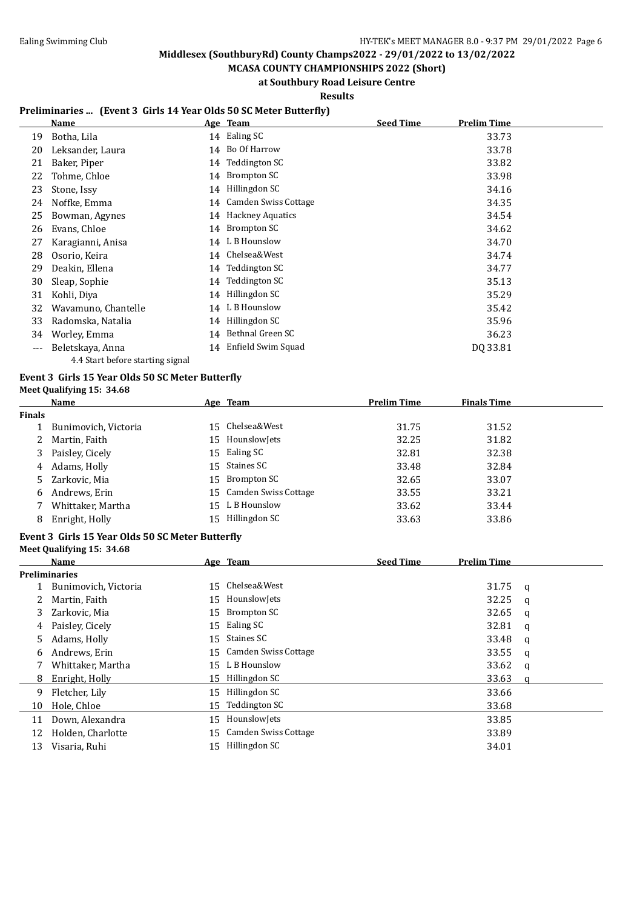**Middlesex (SouthburyRd) County Champs2022 - 29/01/2022 to 13/02/2022**

**MCASA COUNTY CHAMPIONSHIPS 2022 (Short)**

**at Southbury Road Leisure Centre**

**Results**

### Preliminaries ... (Event 3 Girls 14 Year Olds 50 SC Meter Butterfly)

| | Name | Age | Team | Seed Time | Prelim Time |
|---|---|---|---|---|---|
| 19 | Botha, Lila | 14 | Ealing SC | | 33.73 |
| 20 | Leksander, Laura | 14 | Bo Of Harrow | | 33.78 |
| 21 | Baker, Piper | 14 | Teddington SC | | 33.82 |
| 22 | Tohme, Chloe | 14 | Brompton SC | | 33.98 |
| 23 | Stone, Issy | 14 | Hillingdon SC | | 34.16 |
| 24 | Noffke, Emma | 14 | Camden Swiss Cottage | | 34.35 |
| 25 | Bowman, Agynes | 14 | Hackney Aquatics | | 34.54 |
| 26 | Evans, Chloe | 14 | Brompton SC | | 34.62 |
| 27 | Karagianni, Anisa | 14 | L B Hounslow | | 34.70 |
| 28 | Osorio, Keira | 14 | Chelsea&West | | 34.74 |
| 29 | Deakin, Ellena | 14 | Teddington SC | | 34.77 |
| 30 | Sleap, Sophie | 14 | Teddington SC | | 35.13 |
| 31 | Kohli, Diya | 14 | Hillingdon SC | | 35.29 |
| 32 | Wavamuno, Chantelle | 14 | L B Hounslow | | 35.42 |
| 33 | Radomska, Natalia | 14 | Hillingdon SC | | 35.96 |
| 34 | Worley, Emma | 14 | Bethnal Green SC | | 36.23 |
| --- | Beletskaya, Anna | 14 | Enfield Swim Squad | | DQ 33.81 |
| | 4.4 Start before starting signal | | | | |

### Event 3 Girls 15 Year Olds 50 SC Meter Butterfly

**Meet Qualifying 15: 34.68**

| | Name | Age | Team | Prelim Time | Finals Time |
|---|---|---|---|---|---|
| **Finals** | | | | | |
| 1 | Bunimovich, Victoria | 15 | Chelsea&West | 31.75 | 31.52 |
| 2 | Martin, Faith | 15 | HounslowJets | 32.25 | 31.82 |
| 3 | Paisley, Cicely | 15 | Ealing SC | 32.81 | 32.38 |
| 4 | Adams, Holly | 15 | Staines SC | 33.48 | 32.84 |
| 5 | Zarkovic, Mia | 15 | Brompton SC | 32.65 | 33.07 |
| 6 | Andrews, Erin | 15 | Camden Swiss Cottage | 33.55 | 33.21 |
| 7 | Whittaker, Martha | 15 | L B Hounslow | 33.62 | 33.44 |
| 8 | Enright, Holly | 15 | Hillingdon SC | 33.63 | 33.86 |

### Event 3 Girls 15 Year Olds 50 SC Meter Butterfly

**Meet Qualifying 15: 34.68**

| | Name | Age | Team | Seed Time | Prelim Time | |
|---|---|---|---|---|---|---|
| **Preliminaries** | | | | | | |
| 1 | Bunimovich, Victoria | 15 | Chelsea&West | | 31.75 | q |
| 2 | Martin, Faith | 15 | HounslowJets | | 32.25 | q |
| 3 | Zarkovic, Mia | 15 | Brompton SC | | 32.65 | q |
| 4 | Paisley, Cicely | 15 | Ealing SC | | 32.81 | q |
| 5 | Adams, Holly | 15 | Staines SC | | 33.48 | q |
| 6 | Andrews, Erin | 15 | Camden Swiss Cottage | | 33.55 | q |
| 7 | Whittaker, Martha | 15 | L B Hounslow | | 33.62 | q |
| 8 | Enright, Holly | 15 | Hillingdon SC | | 33.63 | q |
| 9 | Fletcher, Lily | 15 | Hillingdon SC | | 33.66 | |
| 10 | Hole, Chloe | 15 | Teddington SC | | 33.68 | |
| 11 | Down, Alexandra | 15 | HounslowJets | | 33.85 | |
| 12 | Holden, Charlotte | 15 | Camden Swiss Cottage | | 33.89 | |
| 13 | Visaria, Ruhi | 15 | Hillingdon SC | | 34.01 | |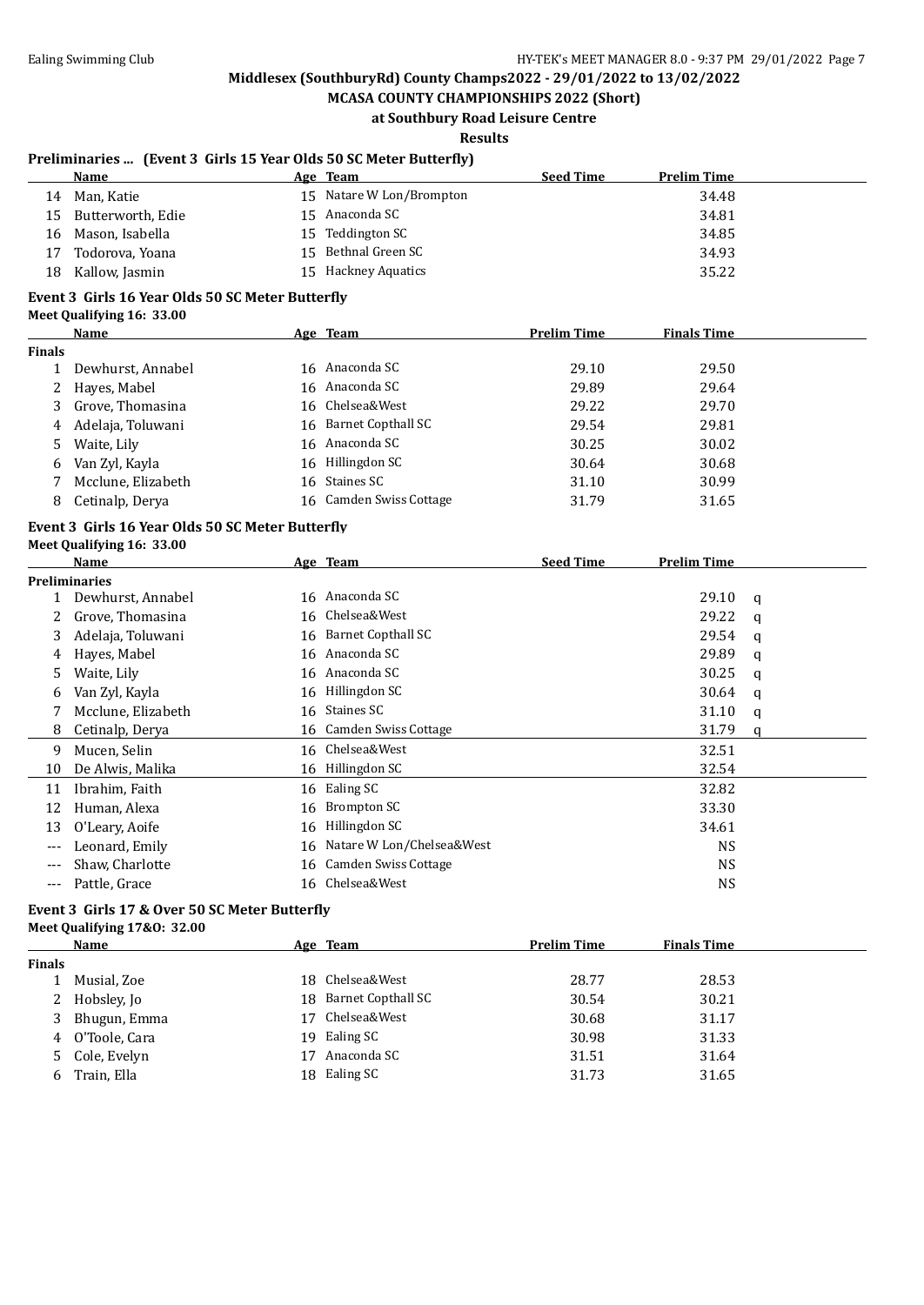## Middlesex (SouthburyRd) County Champs2022 - 29/01/2022 to 13/02/2022

## MCASA COUNTY CHAMPIONSHIPS 2022 (Short)

### at Southbury Road Leisure Centre

### Results

### Preliminaries ... (Event 3 Girls 15 Year Olds 50 SC Meter Butterfly)

| | Name | Age | Team | Seed Time | Prelim Time | |
|---|---|---|---|---|---|---|
| 14 | Man, Katie | 15 | Natare W Lon/Brompton | | 34.48 | |
| 15 | Butterworth, Edie | 15 | Anaconda SC | | 34.81 | |
| 16 | Mason, Isabella | 15 | Teddington SC | | 34.85 | |
| 17 | Todorova, Yoana | 15 | Bethnal Green SC | | 34.93 | |
| 18 | Kallow, Jasmin | 15 | Hackney Aquatics | | 35.22 | |

### Event 3 Girls 16 Year Olds 50 SC Meter Butterfly

**Meet Qualifying 16: 33.00**

| | Name | Age | Team | Prelim Time | Finals Time |
|---|---|---|---|---|---|
| **Finals** | | | | | |
| 1 | Dewhurst, Annabel | 16 | Anaconda SC | 29.10 | 29.50 |
| 2 | Hayes, Mabel | 16 | Anaconda SC | 29.89 | 29.64 |
| 3 | Grove, Thomasina | 16 | Chelsea&West | 29.22 | 29.70 |
| 4 | Adelaja, Toluwani | 16 | Barnet Copthall SC | 29.54 | 29.81 |
| 5 | Waite, Lily | 16 | Anaconda SC | 30.25 | 30.02 |
| 6 | Van Zyl, Kayla | 16 | Hillingdon SC | 30.64 | 30.68 |
| 7 | Mcclune, Elizabeth | 16 | Staines SC | 31.10 | 30.99 |
| 8 | Cetinalp, Derya | 16 | Camden Swiss Cottage | 31.79 | 31.65 |

### Event 3 Girls 16 Year Olds 50 SC Meter Butterfly

**Meet Qualifying 16: 33.00**

| | Name | Age | Team | Seed Time | Prelim Time | |
|---|---|---|---|---|---|---|
| **Preliminaries** | | | | | | |
| 1 | Dewhurst, Annabel | 16 | Anaconda SC | | 29.10 | q |
| 2 | Grove, Thomasina | 16 | Chelsea&West | | 29.22 | q |
| 3 | Adelaja, Toluwani | 16 | Barnet Copthall SC | | 29.54 | q |
| 4 | Hayes, Mabel | 16 | Anaconda SC | | 29.89 | q |
| 5 | Waite, Lily | 16 | Anaconda SC | | 30.25 | q |
| 6 | Van Zyl, Kayla | 16 | Hillingdon SC | | 30.64 | q |
| 7 | Mcclune, Elizabeth | 16 | Staines SC | | 31.10 | q |
| 8 | Cetinalp, Derya | 16 | Camden Swiss Cottage | | 31.79 | q |
| 9 | Mucen, Selin | 16 | Chelsea&West | | 32.51 | |
| 10 | De Alwis, Malika | 16 | Hillingdon SC | | 32.54 | |
| 11 | Ibrahim, Faith | 16 | Ealing SC | | 32.82 | |
| 12 | Human, Alexa | 16 | Brompton SC | | 33.30 | |
| 13 | O'Leary, Aoife | 16 | Hillingdon SC | | 34.61 | |
| --- | Leonard, Emily | 16 | Natare W Lon/Chelsea&West | | NS | |
| --- | Shaw, Charlotte | 16 | Camden Swiss Cottage | | NS | |
| --- | Pattle, Grace | 16 | Chelsea&West | | NS | |

### Event 3 Girls 17 & Over 50 SC Meter Butterfly

**Meet Qualifying 17&O: 32.00**

| | Name | Age | Team | Prelim Time | Finals Time |
|---|---|---|---|---|---|
| **Finals** | | | | | |
| 1 | Musial, Zoe | 18 | Chelsea&West | 28.77 | 28.53 |
| 2 | Hobsley, Jo | 18 | Barnet Copthall SC | 30.54 | 30.21 |
| 3 | Bhugun, Emma | 17 | Chelsea&West | 30.68 | 31.17 |
| 4 | O'Toole, Cara | 19 | Ealing SC | 30.98 | 31.33 |
| 5 | Cole, Evelyn | 17 | Anaconda SC | 31.51 | 31.64 |
| 6 | Train, Ella | 18 | Ealing SC | 31.73 | 31.65 |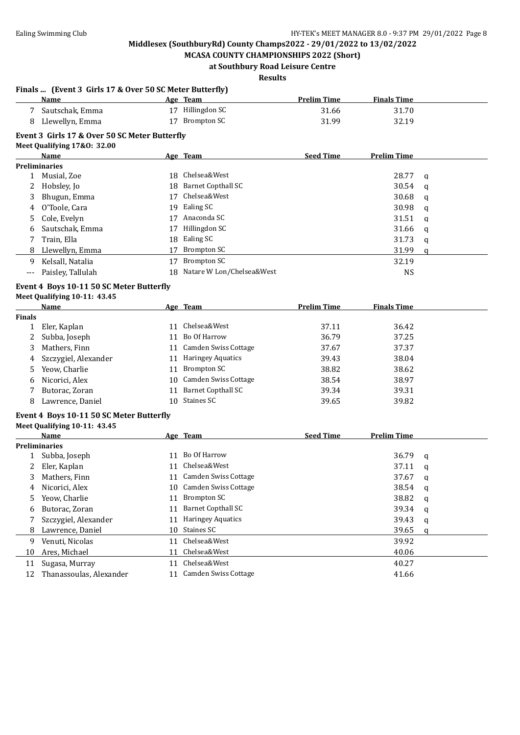## Middlesex (SouthburyRd) County Champs2022 - 29/01/2022 to 13/02/2022

### MCASA COUNTY CHAMPIONSHIPS 2022 (Short)

### at Southbury Road Leisure Centre

### Results

**Finals ... (Event 3 Girls 17 & Over 50 SC Meter Butterfly)**

| | Name | Age | Team | Prelim Time | Finals Time |
|---|---|---|---|---|---|
| 7 | Sautschak, Emma | 17 | Hillingdon SC | 31.66 | 31.70 |
| 8 | Llewellyn, Emma | 17 | Brompton SC | 31.99 | 32.19 |

**Event 3 Girls 17 & Over 50 SC Meter Butterfly**

Meet Qualifying 17&O: 32.00

| | Name | Age | Team | Seed Time | Prelim Time | |
|---|---|---|---|---|---|---|
| **Preliminaries** | | | | | | |
| 1 | Musial, Zoe | 18 | Chelsea&West | | 28.77 | q |
| 2 | Hobsley, Jo | 18 | Barnet Copthall SC | | 30.54 | q |
| 3 | Bhugun, Emma | 17 | Chelsea&West | | 30.68 | q |
| 4 | O'Toole, Cara | 19 | Ealing SC | | 30.98 | q |
| 5 | Cole, Evelyn | 17 | Anaconda SC | | 31.51 | q |
| 6 | Sautschak, Emma | 17 | Hillingdon SC | | 31.66 | q |
| 7 | Train, Ella | 18 | Ealing SC | | 31.73 | q |
| 8 | Llewellyn, Emma | 17 | Brompton SC | | 31.99 | q |
| 9 | Kelsall, Natalia | 17 | Brompton SC | | 32.19 | |
| --- | Paisley, Tallulah | 18 | Natare W Lon/Chelsea&West | | NS | |

**Event 4 Boys 10-11 50 SC Meter Butterfly**

Meet Qualifying 10-11: 43.45

| | Name | Age | Team | Prelim Time | Finals Time |
|---|---|---|---|---|---|
| **Finals** | | | | | |
| 1 | Eler, Kaplan | 11 | Chelsea&West | 37.11 | 36.42 |
| 2 | Subba, Joseph | 11 | Bo Of Harrow | 36.79 | 37.25 |
| 3 | Mathers, Finn | 11 | Camden Swiss Cottage | 37.67 | 37.37 |
| 4 | Szczygiel, Alexander | 11 | Haringey Aquatics | 39.43 | 38.04 |
| 5 | Yeow, Charlie | 11 | Brompton SC | 38.82 | 38.62 |
| 6 | Nicorici, Alex | 10 | Camden Swiss Cottage | 38.54 | 38.97 |
| 7 | Butorac, Zoran | 11 | Barnet Copthall SC | 39.34 | 39.31 |
| 8 | Lawrence, Daniel | 10 | Staines SC | 39.65 | 39.82 |

**Event 4 Boys 10-11 50 SC Meter Butterfly**

Meet Qualifying 10-11: 43.45

| | Name | Age | Team | Seed Time | Prelim Time | |
|---|---|---|---|---|---|---|
| **Preliminaries** | | | | | | |
| 1 | Subba, Joseph | 11 | Bo Of Harrow | | 36.79 | q |
| 2 | Eler, Kaplan | 11 | Chelsea&West | | 37.11 | q |
| 3 | Mathers, Finn | 11 | Camden Swiss Cottage | | 37.67 | q |
| 4 | Nicorici, Alex | 10 | Camden Swiss Cottage | | 38.54 | q |
| 5 | Yeow, Charlie | 11 | Brompton SC | | 38.82 | q |
| 6 | Butorac, Zoran | 11 | Barnet Copthall SC | | 39.34 | q |
| 7 | Szczygiel, Alexander | 11 | Haringey Aquatics | | 39.43 | q |
| 8 | Lawrence, Daniel | 10 | Staines SC | | 39.65 | q |
| 9 | Venuti, Nicolas | 11 | Chelsea&West | | 39.92 | |
| 10 | Ares, Michael | 11 | Chelsea&West | | 40.06 | |
| 11 | Sugasa, Murray | 11 | Chelsea&West | | 40.27 | |
| 12 | Thanassoulas, Alexander | 11 | Camden Swiss Cottage | | 41.66 | |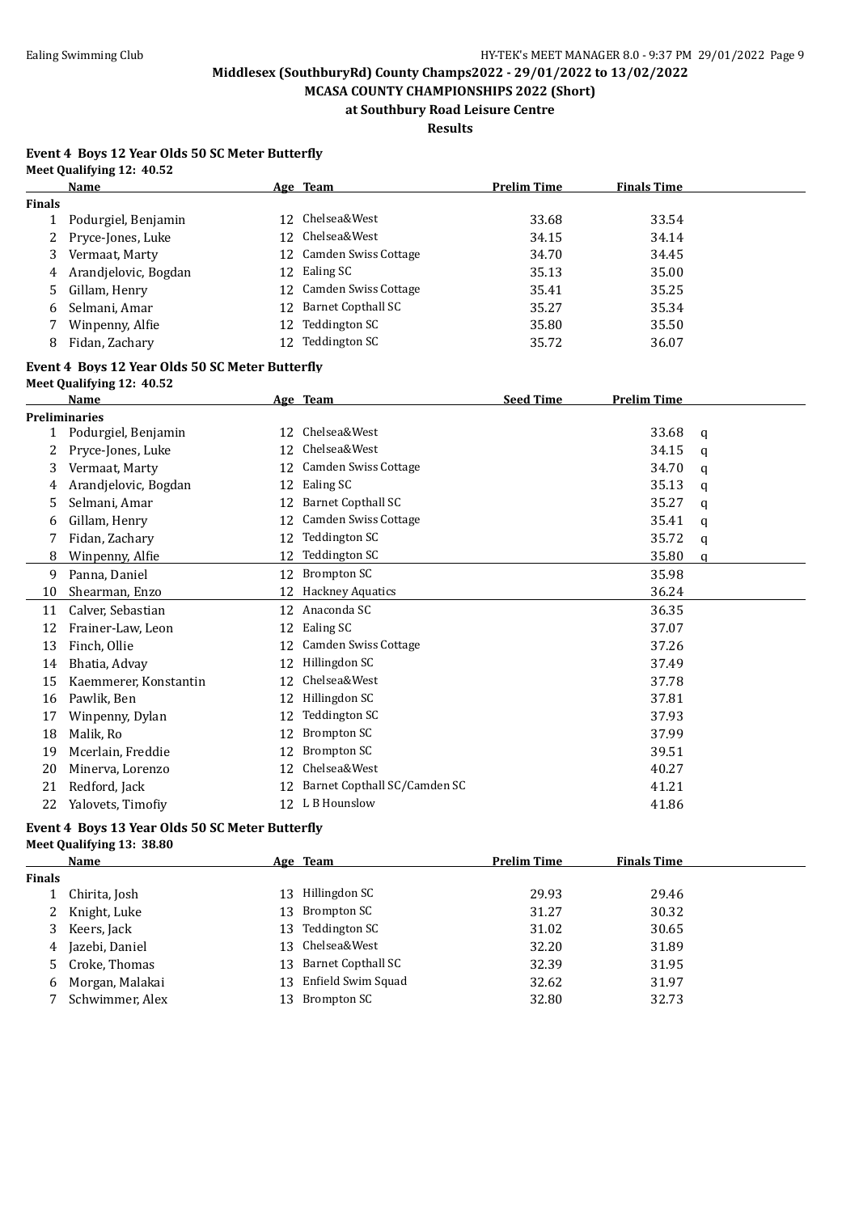## Middlesex (SouthburyRd) County Champs2022 - 29/01/2022 to 13/02/2022
## MCASA COUNTY CHAMPIONSHIPS 2022 (Short)
### at Southbury Road Leisure Centre
### Results

**Event 4 Boys 12 Year Olds 50 SC Meter Butterfly**
**Meet Qualifying 12: 40.52**

| | Name | Age | Team | Prelim Time | Finals Time |
|---|---|---|---|---|---|
| **Finals** | | | | | |
| 1 | Podurgiel, Benjamin | 12 | Chelsea&West | 33.68 | 33.54 |
| 2 | Pryce-Jones, Luke | 12 | Chelsea&West | 34.15 | 34.14 |
| 3 | Vermaat, Marty | 12 | Camden Swiss Cottage | 34.70 | 34.45 |
| 4 | Arandjelovic, Bogdan | 12 | Ealing SC | 35.13 | 35.00 |
| 5 | Gillam, Henry | 12 | Camden Swiss Cottage | 35.41 | 35.25 |
| 6 | Selmani, Amar | 12 | Barnet Copthall SC | 35.27 | 35.34 |
| 7 | Winpenny, Alfie | 12 | Teddington SC | 35.80 | 35.50 |
| 8 | Fidan, Zachary | 12 | Teddington SC | 35.72 | 36.07 |

**Event 4 Boys 12 Year Olds 50 SC Meter Butterfly**
**Meet Qualifying 12: 40.52**

| | Name | Age | Team | Seed Time | Prelim Time | |
|---|---|---|---|---|---|---|
| **Preliminaries** | | | | | | |
| 1 | Podurgiel, Benjamin | 12 | Chelsea&West | | 33.68 | q |
| 2 | Pryce-Jones, Luke | 12 | Chelsea&West | | 34.15 | q |
| 3 | Vermaat, Marty | 12 | Camden Swiss Cottage | | 34.70 | q |
| 4 | Arandjelovic, Bogdan | 12 | Ealing SC | | 35.13 | q |
| 5 | Selmani, Amar | 12 | Barnet Copthall SC | | 35.27 | q |
| 6 | Gillam, Henry | 12 | Camden Swiss Cottage | | 35.41 | q |
| 7 | Fidan, Zachary | 12 | Teddington SC | | 35.72 | q |
| 8 | Winpenny, Alfie | 12 | Teddington SC | | 35.80 | q |
| 9 | Panna, Daniel | 12 | Brompton SC | | 35.98 | |
| 10 | Shearman, Enzo | 12 | Hackney Aquatics | | 36.24 | |
| 11 | Calver, Sebastian | 12 | Anaconda SC | | 36.35 | |
| 12 | Frainer-Law, Leon | 12 | Ealing SC | | 37.07 | |
| 13 | Finch, Ollie | 12 | Camden Swiss Cottage | | 37.26 | |
| 14 | Bhatia, Advay | 12 | Hillingdon SC | | 37.49 | |
| 15 | Kaemmerer, Konstantin | 12 | Chelsea&West | | 37.78 | |
| 16 | Pawlik, Ben | 12 | Hillingdon SC | | 37.81 | |
| 17 | Winpenny, Dylan | 12 | Teddington SC | | 37.93 | |
| 18 | Malik, Ro | 12 | Brompton SC | | 37.99 | |
| 19 | Mcerlain, Freddie | 12 | Brompton SC | | 39.51 | |
| 20 | Minerva, Lorenzo | 12 | Chelsea&West | | 40.27 | |
| 21 | Redford, Jack | 12 | Barnet Copthall SC/Camden SC | | 41.21 | |
| 22 | Yalovets, Timofiy | 12 | L B Hounslow | | 41.86 | |

**Event 4 Boys 13 Year Olds 50 SC Meter Butterfly**
**Meet Qualifying 13: 38.80**

| | Name | Age | Team | Prelim Time | Finals Time |
|---|---|---|---|---|---|
| **Finals** | | | | | |
| 1 | Chirita, Josh | 13 | Hillingdon SC | 29.93 | 29.46 |
| 2 | Knight, Luke | 13 | Brompton SC | 31.27 | 30.32 |
| 3 | Keers, Jack | 13 | Teddington SC | 31.02 | 30.65 |
| 4 | Jazebi, Daniel | 13 | Chelsea&West | 32.20 | 31.89 |
| 5 | Croke, Thomas | 13 | Barnet Copthall SC | 32.39 | 31.95 |
| 6 | Morgan, Malakai | 13 | Enfield Swim Squad | 32.62 | 31.97 |
| 7 | Schwimmer, Alex | 13 | Brompton SC | 32.80 | 32.73 |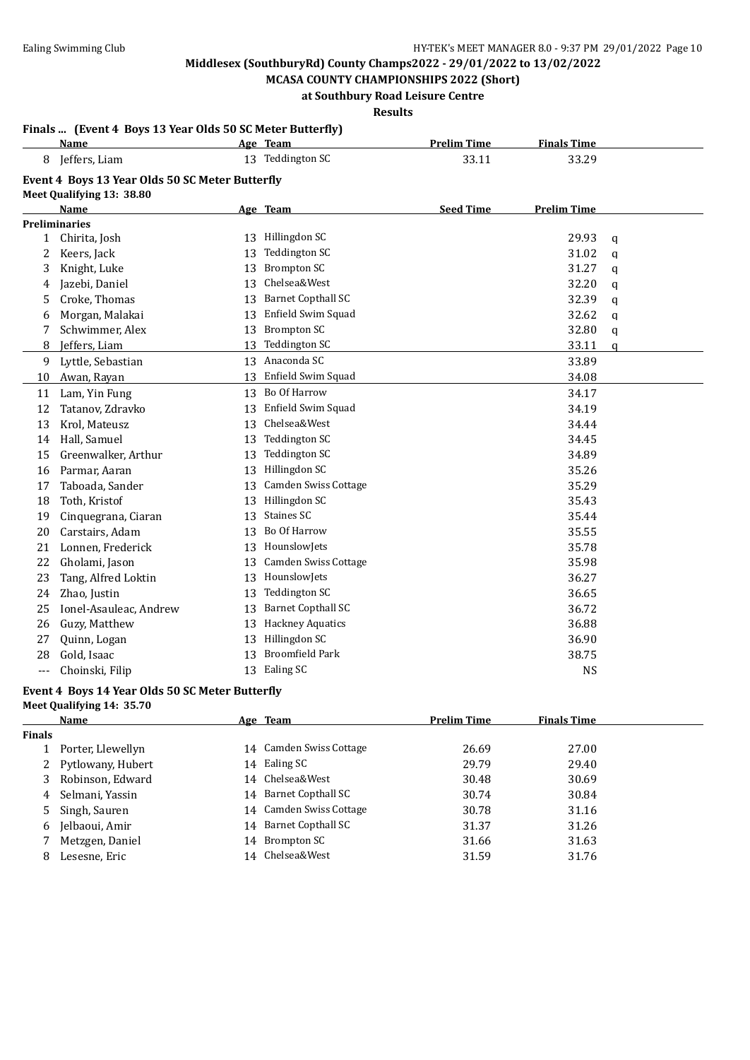Middlesex (SouthburyRd) County Champs2022 - 29/01/2022 to 13/02/2022

MCASA COUNTY CHAMPIONSHIPS 2022 (Short)

at Southbury Road Leisure Centre

Results

**Finals ... (Event 4 Boys 13 Year Olds 50 SC Meter Butterfly)**

| | Name | Age | Team | Prelim Time | Finals Time |
|---|---|---|---|---|---|
| 8 | Jeffers, Liam | 13 | Teddington SC | 33.11 | 33.29 |

**Event 4 Boys 13 Year Olds 50 SC Meter Butterfly**

Meet Qualifying 13: 38.80

| | Name | Age | Team | Seed Time | Prelim Time | |
|---|---|---|---|---|---|---|
| **Preliminaries** | | | | | | |
| 1 | Chirita, Josh | 13 | Hillingdon SC | | 29.93 | q |
| 2 | Keers, Jack | 13 | Teddington SC | | 31.02 | q |
| 3 | Knight, Luke | 13 | Brompton SC | | 31.27 | q |
| 4 | Jazebi, Daniel | 13 | Chelsea&West | | 32.20 | q |
| 5 | Croke, Thomas | 13 | Barnet Copthall SC | | 32.39 | q |
| 6 | Morgan, Malakai | 13 | Enfield Swim Squad | | 32.62 | q |
| 7 | Schwimmer, Alex | 13 | Brompton SC | | 32.80 | q |
| 8 | Jeffers, Liam | 13 | Teddington SC | | 33.11 | q |
| 9 | Lyttle, Sebastian | 13 | Anaconda SC | | 33.89 | |
| 10 | Awan, Rayan | 13 | Enfield Swim Squad | | 34.08 | |
| 11 | Lam, Yin Fung | 13 | Bo Of Harrow | | 34.17 | |
| 12 | Tatanov, Zdravko | 13 | Enfield Swim Squad | | 34.19 | |
| 13 | Krol, Mateusz | 13 | Chelsea&West | | 34.44 | |
| 14 | Hall, Samuel | 13 | Teddington SC | | 34.45 | |
| 15 | Greenwalker, Arthur | 13 | Teddington SC | | 34.89 | |
| 16 | Parmar, Aaran | 13 | Hillingdon SC | | 35.26 | |
| 17 | Taboada, Sander | 13 | Camden Swiss Cottage | | 35.29 | |
| 18 | Toth, Kristof | 13 | Hillingdon SC | | 35.43 | |
| 19 | Cinquegrana, Ciaran | 13 | Staines SC | | 35.44 | |
| 20 | Carstairs, Adam | 13 | Bo Of Harrow | | 35.55 | |
| 21 | Lonnen, Frederick | 13 | HounslowJets | | 35.78 | |
| 22 | Gholami, Jason | 13 | Camden Swiss Cottage | | 35.98 | |
| 23 | Tang, Alfred Loktin | 13 | HounslowJets | | 36.27 | |
| 24 | Zhao, Justin | 13 | Teddington SC | | 36.65 | |
| 25 | Ionel-Asauleac, Andrew | 13 | Barnet Copthall SC | | 36.72 | |
| 26 | Guzy, Matthew | 13 | Hackney Aquatics | | 36.88 | |
| 27 | Quinn, Logan | 13 | Hillingdon SC | | 36.90 | |
| 28 | Gold, Isaac | 13 | Broomfield Park | | 38.75 | |
| --- | Choinski, Filip | 13 | Ealing SC | | NS | |

**Event 4 Boys 14 Year Olds 50 SC Meter Butterfly**

Meet Qualifying 14: 35.70

| | Name | Age | Team | Prelim Time | Finals Time |
|---|---|---|---|---|---|
| **Finals** | | | | | |
| 1 | Porter, Llewellyn | 14 | Camden Swiss Cottage | 26.69 | 27.00 |
| 2 | Pytlowany, Hubert | 14 | Ealing SC | 29.79 | 29.40 |
| 3 | Robinson, Edward | 14 | Chelsea&West | 30.48 | 30.69 |
| 4 | Selmani, Yassin | 14 | Barnet Copthall SC | 30.74 | 30.84 |
| 5 | Singh, Sauren | 14 | Camden Swiss Cottage | 30.78 | 31.16 |
| 6 | Jelbaoui, Amir | 14 | Barnet Copthall SC | 31.37 | 31.26 |
| 7 | Metzgen, Daniel | 14 | Brompton SC | 31.66 | 31.63 |
| 8 | Lesesne, Eric | 14 | Chelsea&West | 31.59 | 31.76 |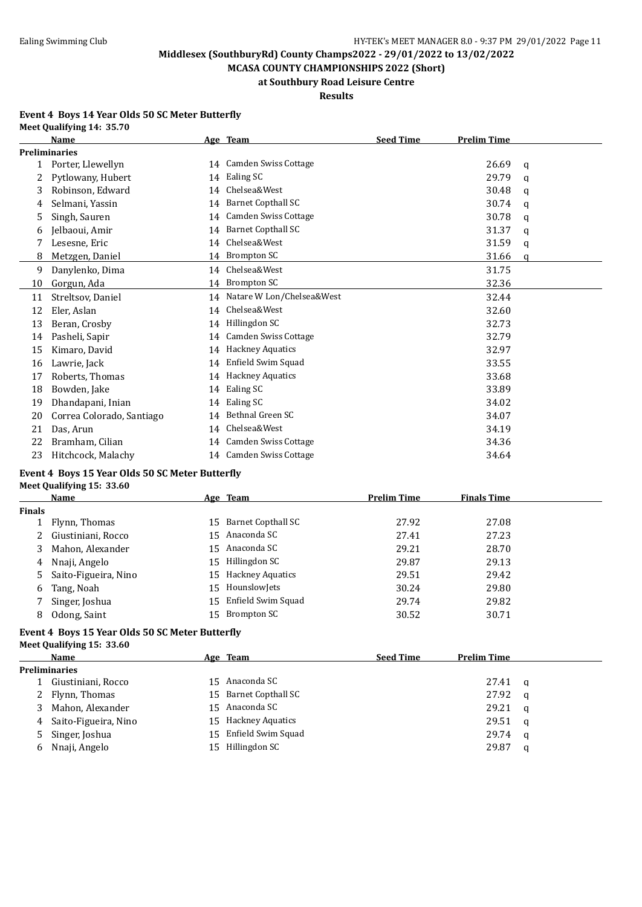Middlesex (SouthburyRd) County Champs2022 - 29/01/2022 to 13/02/2022

MCASA COUNTY CHAMPIONSHIPS 2022 (Short)

at Southbury Road Leisure Centre

Results

**Event 4 Boys 14 Year Olds 50 SC Meter Butterfly**

**Meet Qualifying 14: 35.70**

| | Name | Age | Team | Seed Time | Prelim Time | |
|---|---|---|---|---|---|---|
| **Preliminaries** | | | | | | |
| 1 | Porter, Llewellyn | 14 | Camden Swiss Cottage | | 26.69 | q |
| 2 | Pytlowany, Hubert | 14 | Ealing SC | | 29.79 | q |
| 3 | Robinson, Edward | 14 | Chelsea&West | | 30.48 | q |
| 4 | Selmani, Yassin | 14 | Barnet Copthall SC | | 30.74 | q |
| 5 | Singh, Sauren | 14 | Camden Swiss Cottage | | 30.78 | q |
| 6 | Jelbaoui, Amir | 14 | Barnet Copthall SC | | 31.37 | q |
| 7 | Lesesne, Eric | 14 | Chelsea&West | | 31.59 | q |
| 8 | Metzgen, Daniel | 14 | Brompton SC | | 31.66 | q |
| 9 | Danylenko, Dima | 14 | Chelsea&West | | 31.75 | |
| 10 | Gorgun, Ada | 14 | Brompton SC | | 32.36 | |
| 11 | Streltsov, Daniel | 14 | Natare W Lon/Chelsea&West | | 32.44 | |
| 12 | Eler, Aslan | 14 | Chelsea&West | | 32.60 | |
| 13 | Beran, Crosby | 14 | Hillingdon SC | | 32.73 | |
| 14 | Pasheli, Sapir | 14 | Camden Swiss Cottage | | 32.79 | |
| 15 | Kimaro, David | 14 | Hackney Aquatics | | 32.97 | |
| 16 | Lawrie, Jack | 14 | Enfield Swim Squad | | 33.55 | |
| 17 | Roberts, Thomas | 14 | Hackney Aquatics | | 33.68 | |
| 18 | Bowden, Jake | 14 | Ealing SC | | 33.89 | |
| 19 | Dhandapani, Inian | 14 | Ealing SC | | 34.02 | |
| 20 | Correa Colorado, Santiago | 14 | Bethnal Green SC | | 34.07 | |
| 21 | Das, Arun | 14 | Chelsea&West | | 34.19 | |
| 22 | Bramham, Cilian | 14 | Camden Swiss Cottage | | 34.36 | |
| 23 | Hitchcock, Malachy | 14 | Camden Swiss Cottage | | 34.64 | |

**Event 4 Boys 15 Year Olds 50 SC Meter Butterfly**

**Meet Qualifying 15: 33.60**

| | Name | Age | Team | Prelim Time | Finals Time |
|---|---|---|---|---|---|
| **Finals** | | | | | |
| 1 | Flynn, Thomas | 15 | Barnet Copthall SC | 27.92 | 27.08 |
| 2 | Giustiniani, Rocco | 15 | Anaconda SC | 27.41 | 27.23 |
| 3 | Mahon, Alexander | 15 | Anaconda SC | 29.21 | 28.70 |
| 4 | Nnaji, Angelo | 15 | Hillingdon SC | 29.87 | 29.13 |
| 5 | Saito-Figueira, Nino | 15 | Hackney Aquatics | 29.51 | 29.42 |
| 6 | Tang, Noah | 15 | HounslowJets | 30.24 | 29.80 |
| 7 | Singer, Joshua | 15 | Enfield Swim Squad | 29.74 | 29.82 |
| 8 | Odong, Saint | 15 | Brompton SC | 30.52 | 30.71 |

**Event 4 Boys 15 Year Olds 50 SC Meter Butterfly**

**Meet Qualifying 15: 33.60**

| | Name | Age | Team | Seed Time | Prelim Time | |
|---|---|---|---|---|---|---|
| **Preliminaries** | | | | | | |
| 1 | Giustiniani, Rocco | 15 | Anaconda SC | | 27.41 | q |
| 2 | Flynn, Thomas | 15 | Barnet Copthall SC | | 27.92 | q |
| 3 | Mahon, Alexander | 15 | Anaconda SC | | 29.21 | q |
| 4 | Saito-Figueira, Nino | 15 | Hackney Aquatics | | 29.51 | q |
| 5 | Singer, Joshua | 15 | Enfield Swim Squad | | 29.74 | q |
| 6 | Nnaji, Angelo | 15 | Hillingdon SC | | 29.87 | q |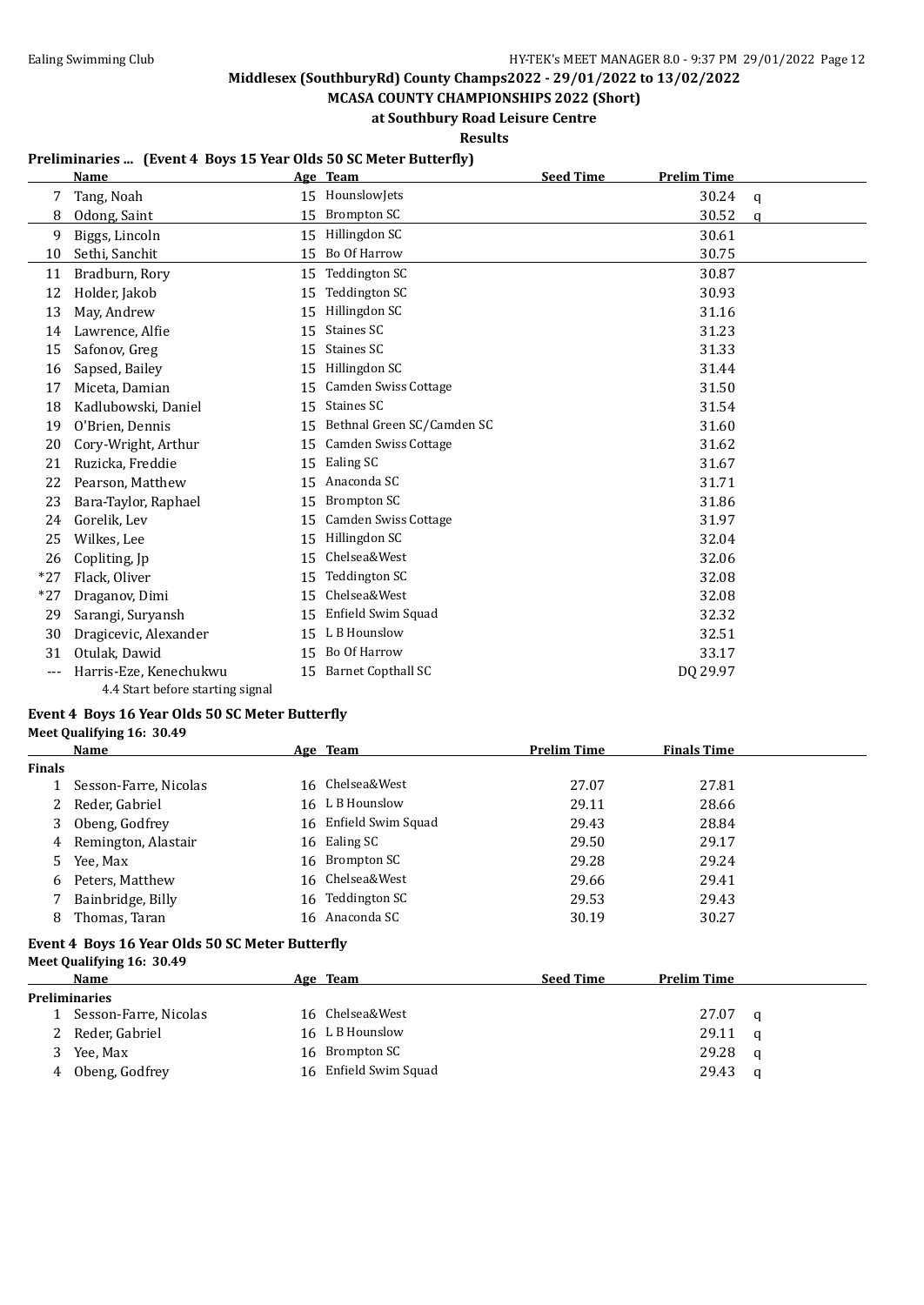## Middlesex (SouthburyRd) County Champs2022 - 29/01/2022 to 13/02/2022

## MCASA COUNTY CHAMPIONSHIPS 2022 (Short)

### at Southbury Road Leisure Centre

### Results

**Preliminaries ... (Event 4 Boys 15 Year Olds 50 SC Meter Butterfly)**

| | Name | Age | Team | Seed Time | Prelim Time | |
|---|---|---|---|---|---|---|
| 7 | Tang, Noah | 15 | HounslowJets | | 30.24 | q |
| 8 | Odong, Saint | 15 | Brompton SC | | 30.52 | q |
| 9 | Biggs, Lincoln | 15 | Hillingdon SC | | 30.61 | |
| 10 | Sethi, Sanchit | 15 | Bo Of Harrow | | 30.75 | |
| 11 | Bradburn, Rory | 15 | Teddington SC | | 30.87 | |
| 12 | Holder, Jakob | 15 | Teddington SC | | 30.93 | |
| 13 | May, Andrew | 15 | Hillingdon SC | | 31.16 | |
| 14 | Lawrence, Alfie | 15 | Staines SC | | 31.23 | |
| 15 | Safonov, Greg | 15 | Staines SC | | 31.33 | |
| 16 | Sapsed, Bailey | 15 | Hillingdon SC | | 31.44 | |
| 17 | Miceta, Damian | 15 | Camden Swiss Cottage | | 31.50 | |
| 18 | Kadlubowski, Daniel | 15 | Staines SC | | 31.54 | |
| 19 | O'Brien, Dennis | 15 | Bethnal Green SC/Camden SC | | 31.60 | |
| 20 | Cory-Wright, Arthur | 15 | Camden Swiss Cottage | | 31.62 | |
| 21 | Ruzicka, Freddie | 15 | Ealing SC | | 31.67 | |
| 22 | Pearson, Matthew | 15 | Anaconda SC | | 31.71 | |
| 23 | Bara-Taylor, Raphael | 15 | Brompton SC | | 31.86 | |
| 24 | Gorelik, Lev | 15 | Camden Swiss Cottage | | 31.97 | |
| 25 | Wilkes, Lee | 15 | Hillingdon SC | | 32.04 | |
| 26 | Copliting, Jp | 15 | Chelsea&West | | 32.06 | |
| *27 | Flack, Oliver | 15 | Teddington SC | | 32.08 | |
| *27 | Draganov, Dimi | 15 | Chelsea&West | | 32.08 | |
| 29 | Sarangi, Suryansh | 15 | Enfield Swim Squad | | 32.32 | |
| 30 | Dragicevic, Alexander | 15 | L B Hounslow | | 32.51 | |
| 31 | Otulak, Dawid | 15 | Bo Of Harrow | | 33.17 | |
| --- | Harris-Eze, Kenechukwu | 15 | Barnet Copthall SC | | DQ 29.97 | |

4.4 Start before starting signal

**Event 4 Boys 16 Year Olds 50 SC Meter Butterfly**

**Meet Qualifying 16: 30.49**

| | Name | Age | Team | Prelim Time | Finals Time |
|---|---|---|---|---|---|
| **Finals** | | | | | |
| 1 | Sesson-Farre, Nicolas | 16 | Chelsea&West | 27.07 | 27.81 |
| 2 | Reder, Gabriel | 16 | L B Hounslow | 29.11 | 28.66 |
| 3 | Obeng, Godfrey | 16 | Enfield Swim Squad | 29.43 | 28.84 |
| 4 | Remington, Alastair | 16 | Ealing SC | 29.50 | 29.17 |
| 5 | Yee, Max | 16 | Brompton SC | 29.28 | 29.24 |
| 6 | Peters, Matthew | 16 | Chelsea&West | 29.66 | 29.41 |
| 7 | Bainbridge, Billy | 16 | Teddington SC | 29.53 | 29.43 |
| 8 | Thomas, Taran | 16 | Anaconda SC | 30.19 | 30.27 |

**Event 4 Boys 16 Year Olds 50 SC Meter Butterfly**

**Meet Qualifying 16: 30.49**

| | Name | Age | Team | Seed Time | Prelim Time | |
|---|---|---|---|---|---|---|
| **Preliminaries** | | | | | | |
| 1 | Sesson-Farre, Nicolas | 16 | Chelsea&West | | 27.07 | q |
| 2 | Reder, Gabriel | 16 | L B Hounslow | | 29.11 | q |
| 3 | Yee, Max | 16 | Brompton SC | | 29.28 | q |
| 4 | Obeng, Godfrey | 16 | Enfield Swim Squad | | 29.43 | q |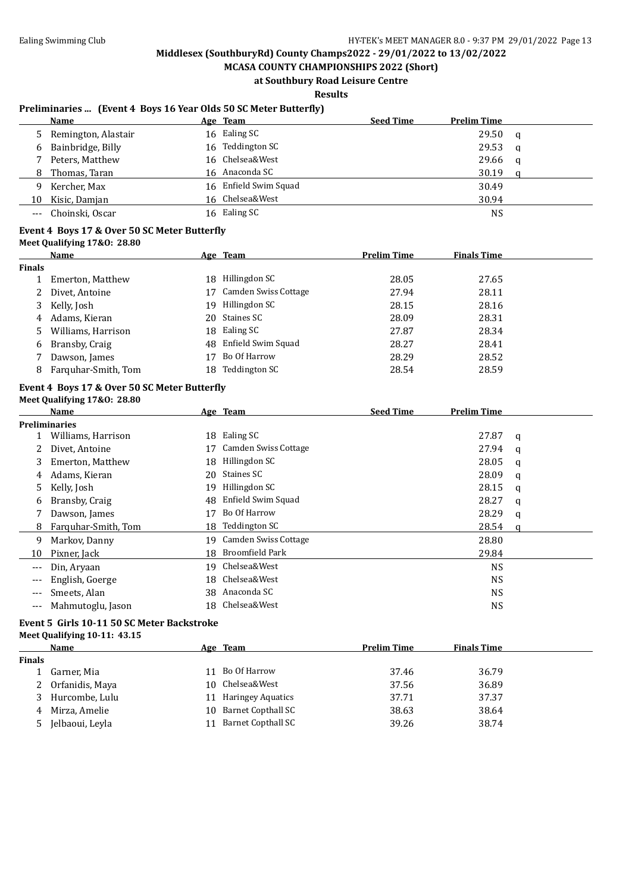## Middlesex (SouthburyRd) County Champs2022 - 29/01/2022 to 13/02/2022

## MCASA COUNTY CHAMPIONSHIPS 2022 (Short)

### at Southbury Road Leisure Centre

### Results

### Preliminaries ... (Event 4 Boys 16 Year Olds 50 SC Meter Butterfly)

| | Name | Age | Team | Seed Time | Prelim Time | |
|---|---|---|---|---|---|---|
| 5 | Remington, Alastair | 16 | Ealing SC | | 29.50 | q |
| 6 | Bainbridge, Billy | 16 | Teddington SC | | 29.53 | q |
| 7 | Peters, Matthew | 16 | Chelsea&West | | 29.66 | q |
| 8 | Thomas, Taran | 16 | Anaconda SC | | 30.19 | q |
| 9 | Kercher, Max | 16 | Enfield Swim Squad | | 30.49 | |
| 10 | Kisic, Damjan | 16 | Chelsea&West | | 30.94 | |
| --- | Choinski, Oscar | 16 | Ealing SC | | NS | |

### Event 4 Boys 17 & Over 50 SC Meter Butterfly

**Meet Qualifying 17&O: 28.80**

| | Name | Age | Team | Prelim Time | Finals Time |
|---|---|---|---|---|---|
| **Finals** | | | | | |
| 1 | Emerton, Matthew | 18 | Hillingdon SC | 28.05 | 27.65 |
| 2 | Divet, Antoine | 17 | Camden Swiss Cottage | 27.94 | 28.11 |
| 3 | Kelly, Josh | 19 | Hillingdon SC | 28.15 | 28.16 |
| 4 | Adams, Kieran | 20 | Staines SC | 28.09 | 28.31 |
| 5 | Williams, Harrison | 18 | Ealing SC | 27.87 | 28.34 |
| 6 | Bransby, Craig | 48 | Enfield Swim Squad | 28.27 | 28.41 |
| 7 | Dawson, James | 17 | Bo Of Harrow | 28.29 | 28.52 |
| 8 | Farquhar-Smith, Tom | 18 | Teddington SC | 28.54 | 28.59 |

### Event 4 Boys 17 & Over 50 SC Meter Butterfly

**Meet Qualifying 17&O: 28.80**

| | Name | Age | Team | Seed Time | Prelim Time | |
|---|---|---|---|---|---|---|
| **Preliminaries** | | | | | | |
| 1 | Williams, Harrison | 18 | Ealing SC | | 27.87 | q |
| 2 | Divet, Antoine | 17 | Camden Swiss Cottage | | 27.94 | q |
| 3 | Emerton, Matthew | 18 | Hillingdon SC | | 28.05 | q |
| 4 | Adams, Kieran | 20 | Staines SC | | 28.09 | q |
| 5 | Kelly, Josh | 19 | Hillingdon SC | | 28.15 | q |
| 6 | Bransby, Craig | 48 | Enfield Swim Squad | | 28.27 | q |
| 7 | Dawson, James | 17 | Bo Of Harrow | | 28.29 | q |
| 8 | Farquhar-Smith, Tom | 18 | Teddington SC | | 28.54 | q |
| 9 | Markov, Danny | 19 | Camden Swiss Cottage | | 28.80 | |
| 10 | Pixner, Jack | 18 | Broomfield Park | | 29.84 | |
| --- | Din, Aryaan | 19 | Chelsea&West | | NS | |
| --- | English, Goerge | 18 | Chelsea&West | | NS | |
| --- | Smeets, Alan | 38 | Anaconda SC | | NS | |
| --- | Mahmutoglu, Jason | 18 | Chelsea&West | | NS | |

### Event 5 Girls 10-11 50 SC Meter Backstroke

**Meet Qualifying 10-11: 43.15**

| | Name | Age | Team | Prelim Time | Finals Time |
|---|---|---|---|---|---|
| **Finals** | | | | | |
| 1 | Garner, Mia | 11 | Bo Of Harrow | 37.46 | 36.79 |
| 2 | Orfanidis, Maya | 10 | Chelsea&West | 37.56 | 36.89 |
| 3 | Hurcombe, Lulu | 11 | Haringey Aquatics | 37.71 | 37.37 |
| 4 | Mirza, Amelie | 10 | Barnet Copthall SC | 38.63 | 38.64 |
| 5 | Jelbaoui, Leyla | 11 | Barnet Copthall SC | 39.26 | 38.74 |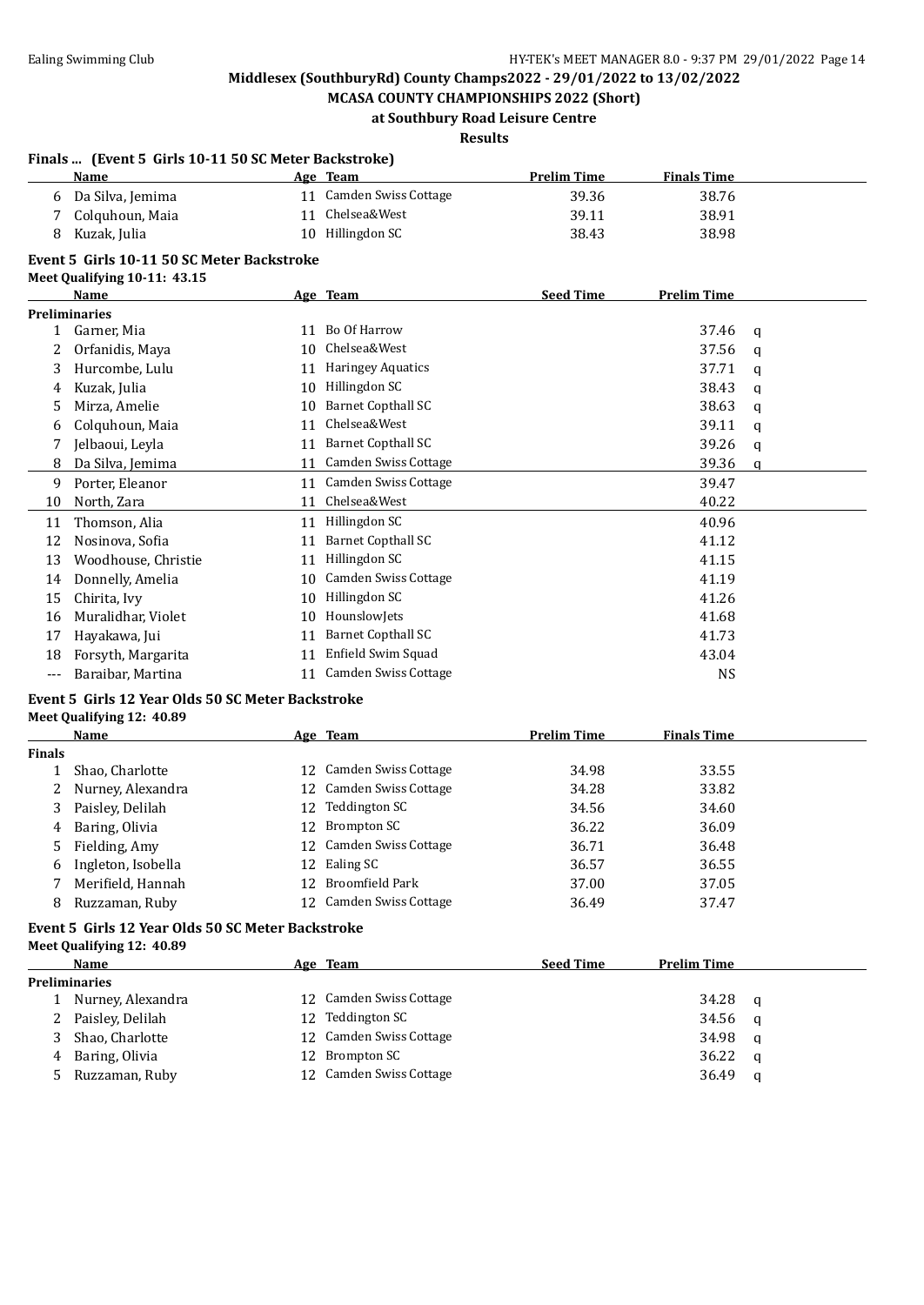## Middlesex (SouthburyRd) County Champs2022 - 29/01/2022 to 13/02/2022

### MCASA COUNTY CHAMPIONSHIPS 2022 (Short)

### at Southbury Road Leisure Centre

### Results

**Finals ... (Event 5 Girls 10-11 50 SC Meter Backstroke)**

| | Name | Age | Team | Prelim Time | Finals Time |
|---|---|---|---|---|---|
| 6 | Da Silva, Jemima | 11 | Camden Swiss Cottage | 39.36 | 38.76 |
| 7 | Colquhoun, Maia | 11 | Chelsea&West | 39.11 | 38.91 |
| 8 | Kuzak, Julia | 10 | Hillingdon SC | 38.43 | 38.98 |

**Event 5 Girls 10-11 50 SC Meter Backstroke**

**Meet Qualifying 10-11: 43.15**

| | Name | Age | Team | Seed Time | Prelim Time | |
|---|---|---|---|---|---|---|
| **Preliminaries** | | | | | | |
| 1 | Garner, Mia | 11 | Bo Of Harrow | | 37.46 | q |
| 2 | Orfanidis, Maya | 10 | Chelsea&West | | 37.56 | q |
| 3 | Hurcombe, Lulu | 11 | Haringey Aquatics | | 37.71 | q |
| 4 | Kuzak, Julia | 10 | Hillingdon SC | | 38.43 | q |
| 5 | Mirza, Amelie | 10 | Barnet Copthall SC | | 38.63 | q |
| 6 | Colquhoun, Maia | 11 | Chelsea&West | | 39.11 | q |
| 7 | Jelbaoui, Leyla | 11 | Barnet Copthall SC | | 39.26 | q |
| 8 | Da Silva, Jemima | 11 | Camden Swiss Cottage | | 39.36 | q |
| 9 | Porter, Eleanor | 11 | Camden Swiss Cottage | | 39.47 | |
| 10 | North, Zara | 11 | Chelsea&West | | 40.22 | |
| 11 | Thomson, Alia | 11 | Hillingdon SC | | 40.96 | |
| 12 | Nosinova, Sofia | 11 | Barnet Copthall SC | | 41.12 | |
| 13 | Woodhouse, Christie | 11 | Hillingdon SC | | 41.15 | |
| 14 | Donnelly, Amelia | 10 | Camden Swiss Cottage | | 41.19 | |
| 15 | Chirita, Ivy | 10 | Hillingdon SC | | 41.26 | |
| 16 | Muralidhar, Violet | 10 | HounslowJets | | 41.68 | |
| 17 | Hayakawa, Jui | 11 | Barnet Copthall SC | | 41.73 | |
| 18 | Forsyth, Margarita | 11 | Enfield Swim Squad | | 43.04 | |
| --- | Baraibar, Martina | 11 | Camden Swiss Cottage | | NS | |

**Event 5 Girls 12 Year Olds 50 SC Meter Backstroke**

**Meet Qualifying 12: 40.89**

| | Name | Age | Team | Prelim Time | Finals Time |
|---|---|---|---|---|---|
| **Finals** | | | | | |
| 1 | Shao, Charlotte | 12 | Camden Swiss Cottage | 34.98 | 33.55 |
| 2 | Nurney, Alexandra | 12 | Camden Swiss Cottage | 34.28 | 33.82 |
| 3 | Paisley, Delilah | 12 | Teddington SC | 34.56 | 34.60 |
| 4 | Baring, Olivia | 12 | Brompton SC | 36.22 | 36.09 |
| 5 | Fielding, Amy | 12 | Camden Swiss Cottage | 36.71 | 36.48 |
| 6 | Ingleton, Isobella | 12 | Ealing SC | 36.57 | 36.55 |
| 7 | Merifield, Hannah | 12 | Broomfield Park | 37.00 | 37.05 |
| 8 | Ruzzaman, Ruby | 12 | Camden Swiss Cottage | 36.49 | 37.47 |

**Event 5 Girls 12 Year Olds 50 SC Meter Backstroke**

**Meet Qualifying 12: 40.89**

| | Name | Age | Team | Seed Time | Prelim Time | |
|---|---|---|---|---|---|---|
| **Preliminaries** | | | | | | |
| 1 | Nurney, Alexandra | 12 | Camden Swiss Cottage | | 34.28 | q |
| 2 | Paisley, Delilah | 12 | Teddington SC | | 34.56 | q |
| 3 | Shao, Charlotte | 12 | Camden Swiss Cottage | | 34.98 | q |
| 4 | Baring, Olivia | 12 | Brompton SC | | 36.22 | q |
| 5 | Ruzzaman, Ruby | 12 | Camden Swiss Cottage | | 36.49 | q |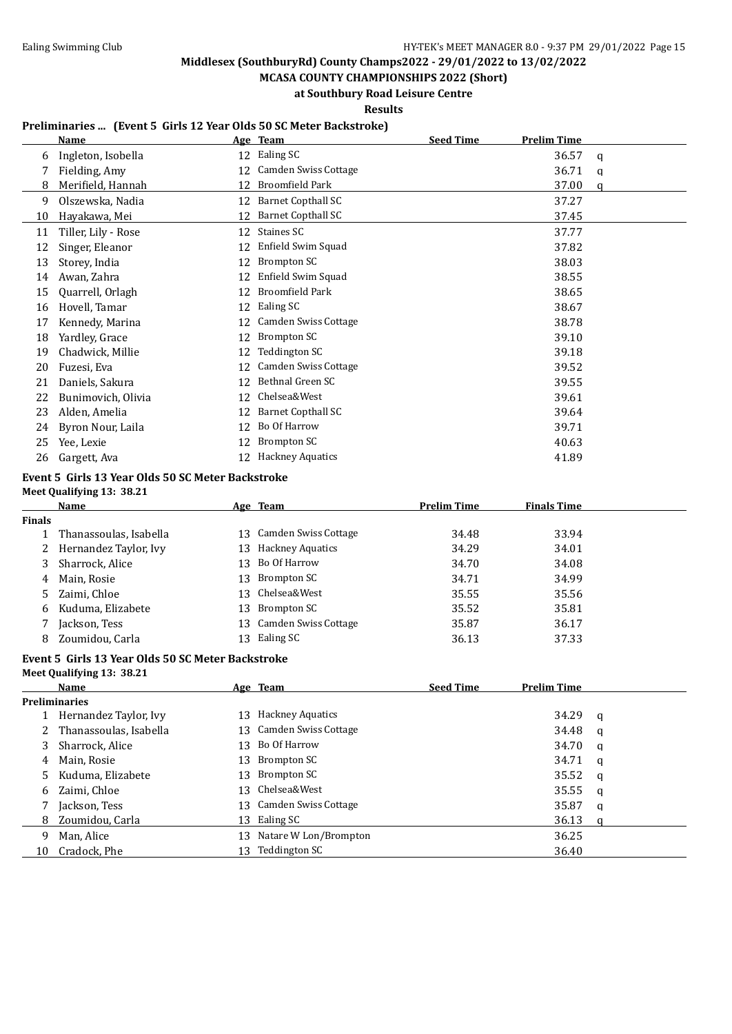Middlesex (SouthburyRd) County Champs2022 - 29/01/2022 to 13/02/2022

MCASA COUNTY CHAMPIONSHIPS 2022 (Short)

at Southbury Road Leisure Centre

Results

### Preliminaries ... (Event 5 Girls 12 Year Olds 50 SC Meter Backstroke)

| | Name | Age | Team | Seed Time | Prelim Time | |
|---|---|---|---|---|---|---|
| 6 | Ingleton, Isobella | 12 | Ealing SC | | 36.57 | q |
| 7 | Fielding, Amy | 12 | Camden Swiss Cottage | | 36.71 | q |
| 8 | Merifield, Hannah | 12 | Broomfield Park | | 37.00 | q |
| 9 | Olszewska, Nadia | 12 | Barnet Copthall SC | | 37.27 | |
| 10 | Hayakawa, Mei | 12 | Barnet Copthall SC | | 37.45 | |
| 11 | Tiller, Lily - Rose | 12 | Staines SC | | 37.77 | |
| 12 | Singer, Eleanor | 12 | Enfield Swim Squad | | 37.82 | |
| 13 | Storey, India | 12 | Brompton SC | | 38.03 | |
| 14 | Awan, Zahra | 12 | Enfield Swim Squad | | 38.55 | |
| 15 | Quarrell, Orlagh | 12 | Broomfield Park | | 38.65 | |
| 16 | Hovell, Tamar | 12 | Ealing SC | | 38.67 | |
| 17 | Kennedy, Marina | 12 | Camden Swiss Cottage | | 38.78 | |
| 18 | Yardley, Grace | 12 | Brompton SC | | 39.10 | |
| 19 | Chadwick, Millie | 12 | Teddington SC | | 39.18 | |
| 20 | Fuzesi, Eva | 12 | Camden Swiss Cottage | | 39.52 | |
| 21 | Daniels, Sakura | 12 | Bethnal Green SC | | 39.55 | |
| 22 | Bunimovich, Olivia | 12 | Chelsea&West | | 39.61 | |
| 23 | Alden, Amelia | 12 | Barnet Copthall SC | | 39.64 | |
| 24 | Byron Nour, Laila | 12 | Bo Of Harrow | | 39.71 | |
| 25 | Yee, Lexie | 12 | Brompton SC | | 40.63 | |
| 26 | Gargett, Ava | 12 | Hackney Aquatics | | 41.89 | |

### Event 5 Girls 13 Year Olds 50 SC Meter Backstroke

Meet Qualifying 13: 38.21

| | Name | Age | Team | Prelim Time | Finals Time |
|---|---|---|---|---|---|
| **Finals** | | | | | |
| 1 | Thanassoulas, Isabella | 13 | Camden Swiss Cottage | 34.48 | 33.94 |
| 2 | Hernandez Taylor, Ivy | 13 | Hackney Aquatics | 34.29 | 34.01 |
| 3 | Sharrock, Alice | 13 | Bo Of Harrow | 34.70 | 34.08 |
| 4 | Main, Rosie | 13 | Brompton SC | 34.71 | 34.99 |
| 5 | Zaimi, Chloe | 13 | Chelsea&West | 35.55 | 35.56 |
| 6 | Kuduma, Elizabete | 13 | Brompton SC | 35.52 | 35.81 |
| 7 | Jackson, Tess | 13 | Camden Swiss Cottage | 35.87 | 36.17 |
| 8 | Zoumidou, Carla | 13 | Ealing SC | 36.13 | 37.33 |

### Event 5 Girls 13 Year Olds 50 SC Meter Backstroke

Meet Qualifying 13: 38.21

| | Name | Age | Team | Seed Time | Prelim Time | |
|---|---|---|---|---|---|---|
| **Preliminaries** | | | | | | |
| 1 | Hernandez Taylor, Ivy | 13 | Hackney Aquatics | | 34.29 | q |
| 2 | Thanassoulas, Isabella | 13 | Camden Swiss Cottage | | 34.48 | q |
| 3 | Sharrock, Alice | 13 | Bo Of Harrow | | 34.70 | q |
| 4 | Main, Rosie | 13 | Brompton SC | | 34.71 | q |
| 5 | Kuduma, Elizabete | 13 | Brompton SC | | 35.52 | q |
| 6 | Zaimi, Chloe | 13 | Chelsea&West | | 35.55 | q |
| 7 | Jackson, Tess | 13 | Camden Swiss Cottage | | 35.87 | q |
| 8 | Zoumidou, Carla | 13 | Ealing SC | | 36.13 | q |
| 9 | Man, Alice | 13 | Natare W Lon/Brompton | | 36.25 | |
| 10 | Cradock, Phe | 13 | Teddington SC | | 36.40 | |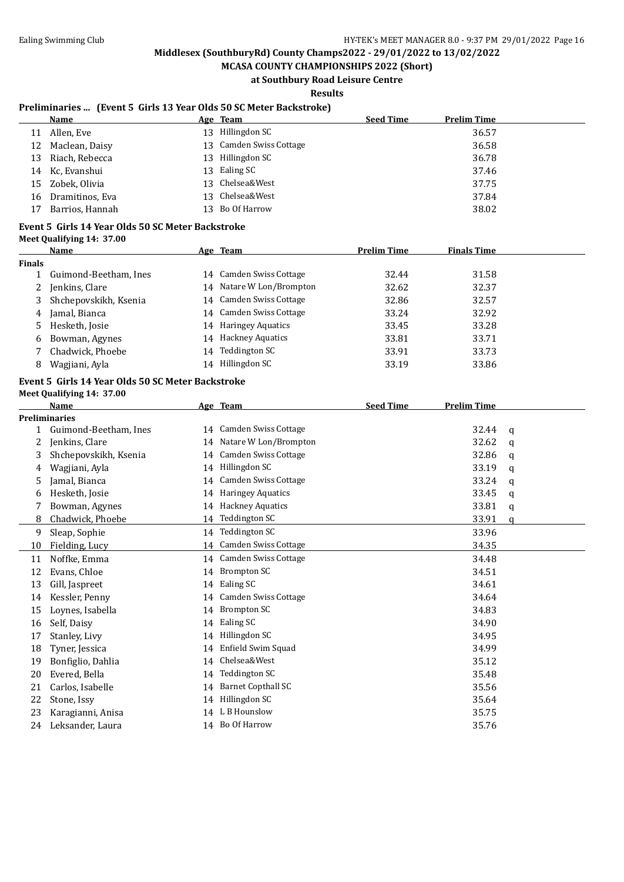Middlesex (SouthburyRd) County Champs2022 - 29/01/2022 to 13/02/2022

MCASA COUNTY CHAMPIONSHIPS 2022 (Short)

at Southbury Road Leisure Centre

Results

### Preliminaries ... (Event 5 Girls 13 Year Olds 50 SC Meter Backstroke)

| | Name | Age | Team | Seed Time | Prelim Time |
|---|---|---|---|---|---|
| 11 | Allen, Eve | 13 | Hillingdon SC | | 36.57 |
| 12 | Maclean, Daisy | 13 | Camden Swiss Cottage | | 36.58 |
| 13 | Riach, Rebecca | 13 | Hillingdon SC | | 36.78 |
| 14 | Kc, Evanshui | 13 | Ealing SC | | 37.46 |
| 15 | Zobek, Olivia | 13 | Chelsea&West | | 37.75 |
| 16 | Dramitinos, Eva | 13 | Chelsea&West | | 37.84 |
| 17 | Barrios, Hannah | 13 | Bo Of Harrow | | 38.02 |

### Event 5 Girls 14 Year Olds 50 SC Meter Backstroke

Meet Qualifying 14: 37.00

| | Name | Age | Team | Prelim Time | Finals Time |
|---|---|---|---|---|---|
| **Finals** | | | | | |
| 1 | Guimond-Beetham, Ines | 14 | Camden Swiss Cottage | 32.44 | 31.58 |
| 2 | Jenkins, Clare | 14 | Natare W Lon/Brompton | 32.62 | 32.37 |
| 3 | Shchepovskikh, Ksenia | 14 | Camden Swiss Cottage | 32.86 | 32.57 |
| 4 | Jamal, Bianca | 14 | Camden Swiss Cottage | 33.24 | 32.92 |
| 5 | Hesketh, Josie | 14 | Haringey Aquatics | 33.45 | 33.28 |
| 6 | Bowman, Agynes | 14 | Hackney Aquatics | 33.81 | 33.71 |
| 7 | Chadwick, Phoebe | 14 | Teddington SC | 33.91 | 33.73 |
| 8 | Wagjiani, Ayla | 14 | Hillingdon SC | 33.19 | 33.86 |

### Event 5 Girls 14 Year Olds 50 SC Meter Backstroke

Meet Qualifying 14: 37.00

| | Name | Age | Team | Seed Time | Prelim Time | |
|---|---|---|---|---|---|---|
| **Preliminaries** | | | | | | |
| 1 | Guimond-Beetham, Ines | 14 | Camden Swiss Cottage | | 32.44 | q |
| 2 | Jenkins, Clare | 14 | Natare W Lon/Brompton | | 32.62 | q |
| 3 | Shchepovskikh, Ksenia | 14 | Camden Swiss Cottage | | 32.86 | q |
| 4 | Wagjiani, Ayla | 14 | Hillingdon SC | | 33.19 | q |
| 5 | Jamal, Bianca | 14 | Camden Swiss Cottage | | 33.24 | q |
| 6 | Hesketh, Josie | 14 | Haringey Aquatics | | 33.45 | q |
| 7 | Bowman, Agynes | 14 | Hackney Aquatics | | 33.81 | q |
| 8 | Chadwick, Phoebe | 14 | Teddington SC | | 33.91 | q |
| 9 | Sleap, Sophie | 14 | Teddington SC | | 33.96 | |
| 10 | Fielding, Lucy | 14 | Camden Swiss Cottage | | 34.35 | |
| 11 | Noffke, Emma | 14 | Camden Swiss Cottage | | 34.48 | |
| 12 | Evans, Chloe | 14 | Brompton SC | | 34.51 | |
| 13 | Gill, Jaspreet | 14 | Ealing SC | | 34.61 | |
| 14 | Kessler, Penny | 14 | Camden Swiss Cottage | | 34.64 | |
| 15 | Loynes, Isabella | 14 | Brompton SC | | 34.83 | |
| 16 | Self, Daisy | 14 | Ealing SC | | 34.90 | |
| 17 | Stanley, Livy | 14 | Hillingdon SC | | 34.95 | |
| 18 | Tyner, Jessica | 14 | Enfield Swim Squad | | 34.99 | |
| 19 | Bonfiglio, Dahlia | 14 | Chelsea&West | | 35.12 | |
| 20 | Evered, Bella | 14 | Teddington SC | | 35.48 | |
| 21 | Carlos, Isabelle | 14 | Barnet Copthall SC | | 35.56 | |
| 22 | Stone, Issy | 14 | Hillingdon SC | | 35.64 | |
| 23 | Karagianni, Anisa | 14 | L B Hounslow | | 35.75 | |
| 24 | Leksander, Laura | 14 | Bo Of Harrow | | 35.76 | |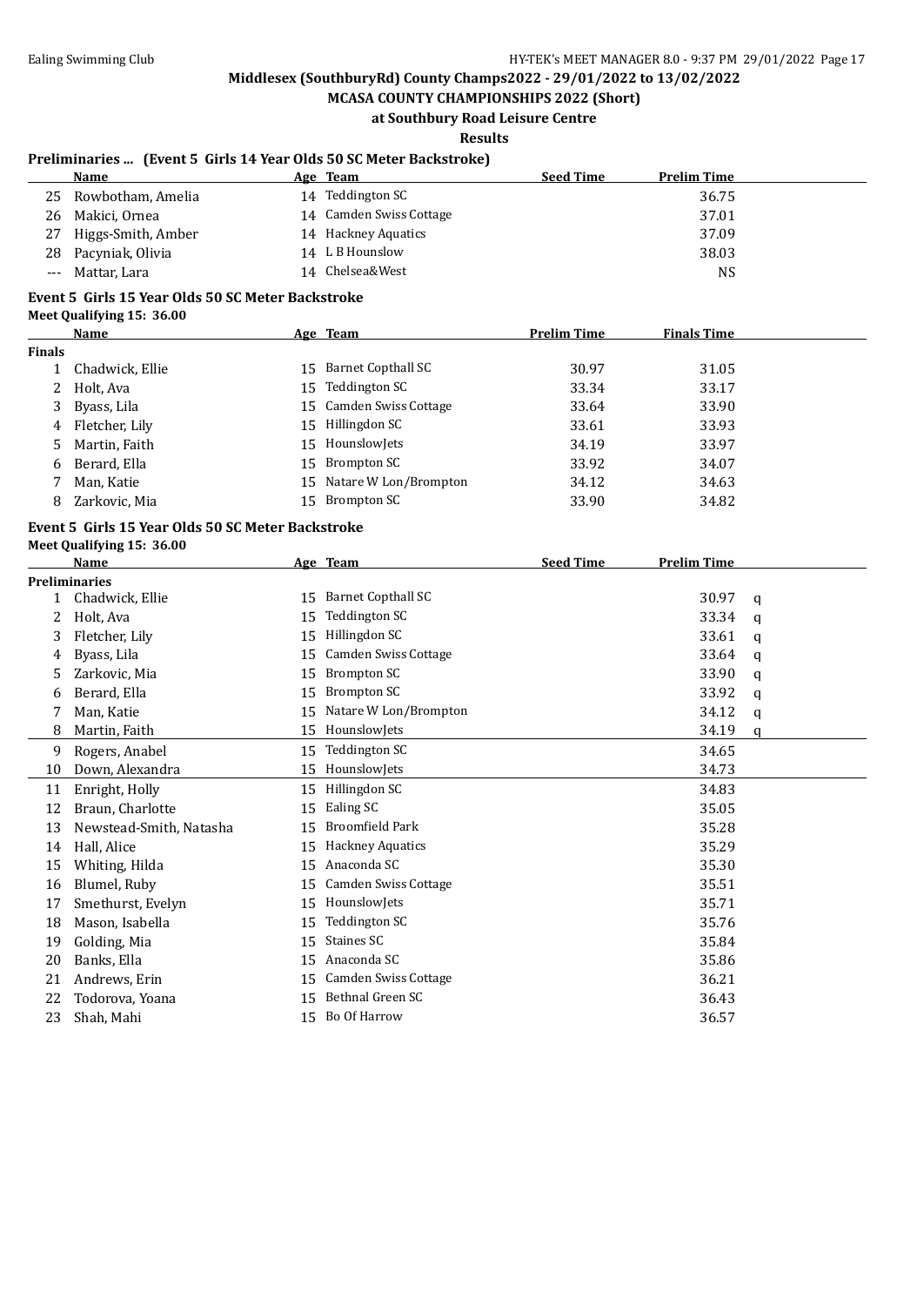**Middlesex (SouthburyRd) County Champs2022 - 29/01/2022 to 13/02/2022**

**MCASA COUNTY CHAMPIONSHIPS 2022 (Short)**

**at Southbury Road Leisure Centre**

**Results**

### Preliminaries ... (Event 5 Girls 14 Year Olds 50 SC Meter Backstroke)

| | Name | Age | Team | Seed Time | Prelim Time |
|---|---|---|---|---|---|
| 25 | Rowbotham, Amelia | 14 | Teddington SC | | 36.75 |
| 26 | Makici, Ornea | 14 | Camden Swiss Cottage | | 37.01 |
| 27 | Higgs-Smith, Amber | 14 | Hackney Aquatics | | 37.09 |
| 28 | Pacyniak, Olivia | 14 | L B Hounslow | | 38.03 |
| --- | Mattar, Lara | 14 | Chelsea&West | | NS |

### Event 5 Girls 15 Year Olds 50 SC Meter Backstroke

Meet Qualifying 15: 36.00

| | Name | Age | Team | Prelim Time | Finals Time |
|---|---|---|---|---|---|
| **Finals** | | | | | |
| 1 | Chadwick, Ellie | 15 | Barnet Copthall SC | 30.97 | 31.05 |
| 2 | Holt, Ava | 15 | Teddington SC | 33.34 | 33.17 |
| 3 | Byass, Lila | 15 | Camden Swiss Cottage | 33.64 | 33.90 |
| 4 | Fletcher, Lily | 15 | Hillingdon SC | 33.61 | 33.93 |
| 5 | Martin, Faith | 15 | HounslowJets | 34.19 | 33.97 |
| 6 | Berard, Ella | 15 | Brompton SC | 33.92 | 34.07 |
| 7 | Man, Katie | 15 | Natare W Lon/Brompton | 34.12 | 34.63 |
| 8 | Zarkovic, Mia | 15 | Brompton SC | 33.90 | 34.82 |

### Event 5 Girls 15 Year Olds 50 SC Meter Backstroke

Meet Qualifying 15: 36.00

| | Name | Age | Team | Seed Time | Prelim Time | |
|---|---|---|---|---|---|---|
| **Preliminaries** | | | | | | |
| 1 | Chadwick, Ellie | 15 | Barnet Copthall SC | | 30.97 | q |
| 2 | Holt, Ava | 15 | Teddington SC | | 33.34 | q |
| 3 | Fletcher, Lily | 15 | Hillingdon SC | | 33.61 | q |
| 4 | Byass, Lila | 15 | Camden Swiss Cottage | | 33.64 | q |
| 5 | Zarkovic, Mia | 15 | Brompton SC | | 33.90 | q |
| 6 | Berard, Ella | 15 | Brompton SC | | 33.92 | q |
| 7 | Man, Katie | 15 | Natare W Lon/Brompton | | 34.12 | q |
| 8 | Martin, Faith | 15 | HounslowJets | | 34.19 | q |
| 9 | Rogers, Anabel | 15 | Teddington SC | | 34.65 | |
| 10 | Down, Alexandra | 15 | HounslowJets | | 34.73 | |
| 11 | Enright, Holly | 15 | Hillingdon SC | | 34.83 | |
| 12 | Braun, Charlotte | 15 | Ealing SC | | 35.05 | |
| 13 | Newstead-Smith, Natasha | 15 | Broomfield Park | | 35.28 | |
| 14 | Hall, Alice | 15 | Hackney Aquatics | | 35.29 | |
| 15 | Whiting, Hilda | 15 | Anaconda SC | | 35.30 | |
| 16 | Blumel, Ruby | 15 | Camden Swiss Cottage | | 35.51 | |
| 17 | Smethurst, Evelyn | 15 | HounslowJets | | 35.71 | |
| 18 | Mason, Isabella | 15 | Teddington SC | | 35.76 | |
| 19 | Golding, Mia | 15 | Staines SC | | 35.84 | |
| 20 | Banks, Ella | 15 | Anaconda SC | | 35.86 | |
| 21 | Andrews, Erin | 15 | Camden Swiss Cottage | | 36.21 | |
| 22 | Todorova, Yoana | 15 | Bethnal Green SC | | 36.43 | |
| 23 | Shah, Mahi | 15 | Bo Of Harrow | | 36.57 | |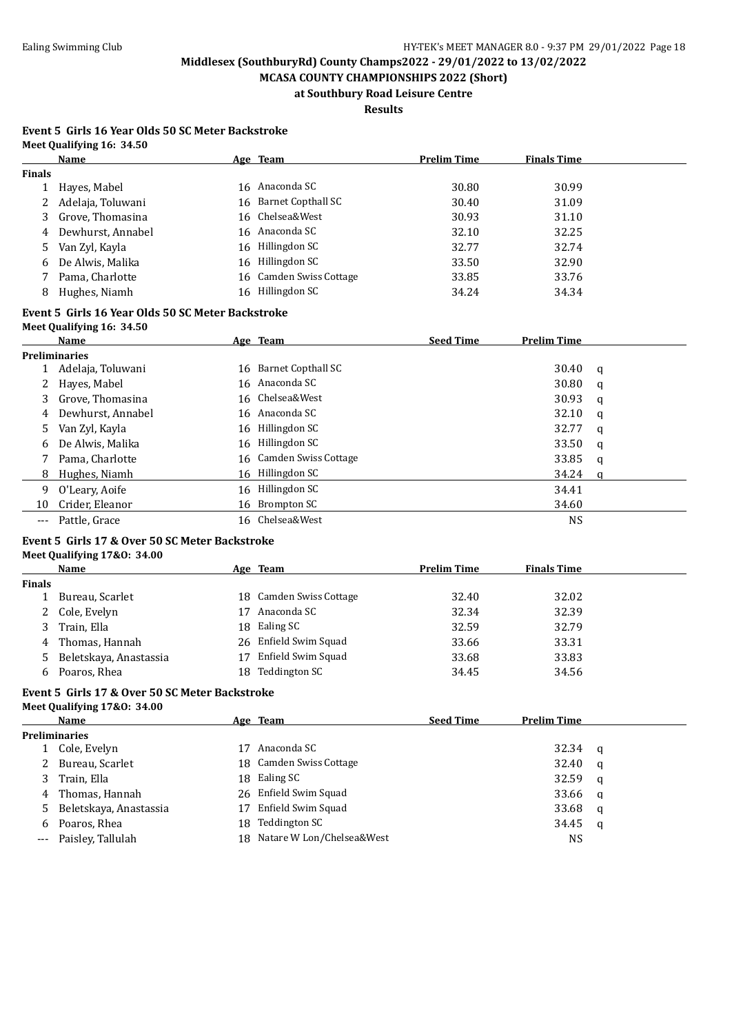## Event 5 Girls 16 Year Olds 50 SC Meter Backstroke

**Meet Qualifying 16: 34.50**

| | Name | Age | Team | Prelim Time | Finals Time |
|---|---|---|---|---|---|
| **Finals** | | | | | |
| 1 | Hayes, Mabel | 16 | Anaconda SC | 30.80 | 30.99 |
| 2 | Adelaja, Toluwani | 16 | Barnet Copthall SC | 30.40 | 31.09 |
| 3 | Grove, Thomasina | 16 | Chelsea&West | 30.93 | 31.10 |
| 4 | Dewhurst, Annabel | 16 | Anaconda SC | 32.10 | 32.25 |
| 5 | Van Zyl, Kayla | 16 | Hillingdon SC | 32.77 | 32.74 |
| 6 | De Alwis, Malika | 16 | Hillingdon SC | 33.50 | 32.90 |
| 7 | Pama, Charlotte | 16 | Camden Swiss Cottage | 33.85 | 33.76 |
| 8 | Hughes, Niamh | 16 | Hillingdon SC | 34.24 | 34.34 |

## Event 5 Girls 16 Year Olds 50 SC Meter Backstroke

**Meet Qualifying 16: 34.50**

| | Name | Age | Team | Seed Time | Prelim Time | |
|---|---|---|---|---|---|---|
| **Preliminaries** | | | | | | |
| 1 | Adelaja, Toluwani | 16 | Barnet Copthall SC | | 30.40 | q |
| 2 | Hayes, Mabel | 16 | Anaconda SC | | 30.80 | q |
| 3 | Grove, Thomasina | 16 | Chelsea&West | | 30.93 | q |
| 4 | Dewhurst, Annabel | 16 | Anaconda SC | | 32.10 | q |
| 5 | Van Zyl, Kayla | 16 | Hillingdon SC | | 32.77 | q |
| 6 | De Alwis, Malika | 16 | Hillingdon SC | | 33.50 | q |
| 7 | Pama, Charlotte | 16 | Camden Swiss Cottage | | 33.85 | q |
| 8 | Hughes, Niamh | 16 | Hillingdon SC | | 34.24 | q |
| 9 | O'Leary, Aoife | 16 | Hillingdon SC | | 34.41 | |
| 10 | Crider, Eleanor | 16 | Brompton SC | | 34.60 | |
| --- | Pattle, Grace | 16 | Chelsea&West | | NS | |

## Event 5 Girls 17 & Over 50 SC Meter Backstroke

**Meet Qualifying 17&O: 34.00**

| | Name | Age | Team | Prelim Time | Finals Time |
|---|---|---|---|---|---|
| **Finals** | | | | | |
| 1 | Bureau, Scarlet | 18 | Camden Swiss Cottage | 32.40 | 32.02 |
| 2 | Cole, Evelyn | 17 | Anaconda SC | 32.34 | 32.39 |
| 3 | Train, Ella | 18 | Ealing SC | 32.59 | 32.79 |
| 4 | Thomas, Hannah | 26 | Enfield Swim Squad | 33.66 | 33.31 |
| 5 | Beletskaya, Anastassia | 17 | Enfield Swim Squad | 33.68 | 33.83 |
| 6 | Poaros, Rhea | 18 | Teddington SC | 34.45 | 34.56 |

## Event 5 Girls 17 & Over 50 SC Meter Backstroke

**Meet Qualifying 17&O: 34.00**

| | Name | Age | Team | Seed Time | Prelim Time | |
|---|---|---|---|---|---|---|
| **Preliminaries** | | | | | | |
| 1 | Cole, Evelyn | 17 | Anaconda SC | | 32.34 | q |
| 2 | Bureau, Scarlet | 18 | Camden Swiss Cottage | | 32.40 | q |
| 3 | Train, Ella | 18 | Ealing SC | | 32.59 | q |
| 4 | Thomas, Hannah | 26 | Enfield Swim Squad | | 33.66 | q |
| 5 | Beletskaya, Anastassia | 17 | Enfield Swim Squad | | 33.68 | q |
| 6 | Poaros, Rhea | 18 | Teddington SC | | 34.45 | q |
| --- | Paisley, Tallulah | 18 | Natare W Lon/Chelsea&West | | NS | |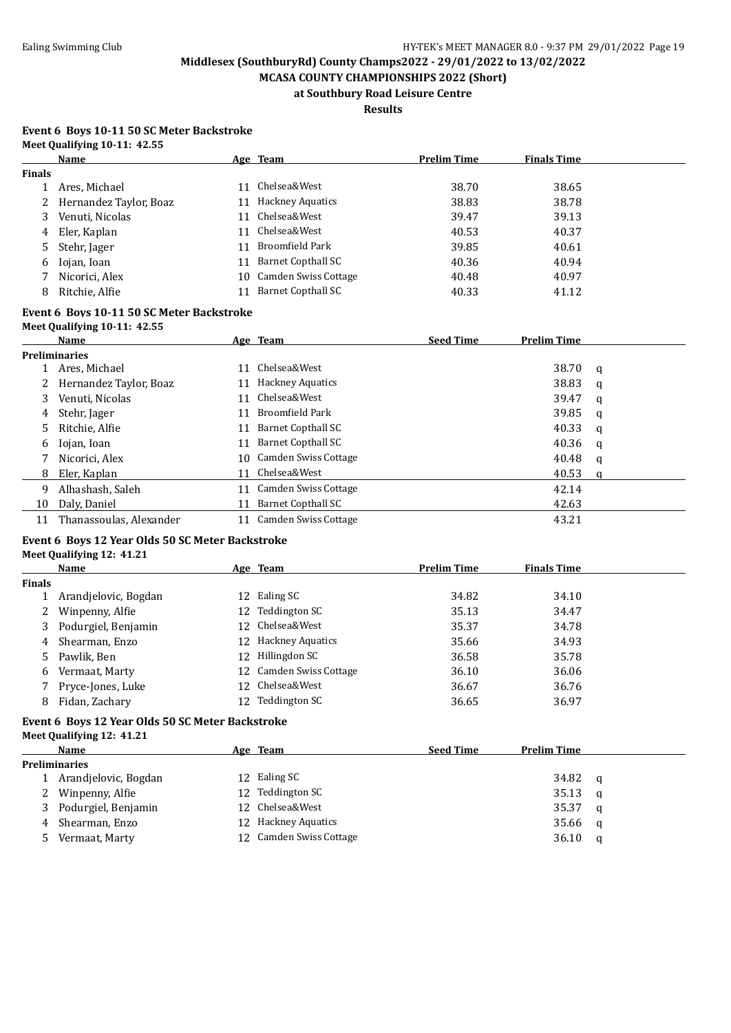Middlesex (SouthburyRd) County Champs2022 - 29/01/2022 to 13/02/2022

MCASA COUNTY CHAMPIONSHIPS 2022 (Short)

at Southbury Road Leisure Centre

Results

**Event 6 Boys 10-11 50 SC Meter Backstroke**

**Meet Qualifying 10-11: 42.55**

| | Name | Age | Team | Prelim Time | Finals Time |
|---|---|---|---|---|---|
| **Finals** | | | | | |
| 1 | Ares, Michael | 11 | Chelsea&West | 38.70 | 38.65 |
| 2 | Hernandez Taylor, Boaz | 11 | Hackney Aquatics | 38.83 | 38.78 |
| 3 | Venuti, Nicolas | 11 | Chelsea&West | 39.47 | 39.13 |
| 4 | Eler, Kaplan | 11 | Chelsea&West | 40.53 | 40.37 |
| 5 | Stehr, Jager | 11 | Broomfield Park | 39.85 | 40.61 |
| 6 | Iojan, Ioan | 11 | Barnet Copthall SC | 40.36 | 40.94 |
| 7 | Nicorici, Alex | 10 | Camden Swiss Cottage | 40.48 | 40.97 |
| 8 | Ritchie, Alfie | 11 | Barnet Copthall SC | 40.33 | 41.12 |

**Event 6 Boys 10-11 50 SC Meter Backstroke**

**Meet Qualifying 10-11: 42.55**

| | Name | Age | Team | Seed Time | Prelim Time | |
|---|---|---|---|---|---|---|
| **Preliminaries** | | | | | | |
| 1 | Ares, Michael | 11 | Chelsea&West | | 38.70 | q |
| 2 | Hernandez Taylor, Boaz | 11 | Hackney Aquatics | | 38.83 | q |
| 3 | Venuti, Nicolas | 11 | Chelsea&West | | 39.47 | q |
| 4 | Stehr, Jager | 11 | Broomfield Park | | 39.85 | q |
| 5 | Ritchie, Alfie | 11 | Barnet Copthall SC | | 40.33 | q |
| 6 | Iojan, Ioan | 11 | Barnet Copthall SC | | 40.36 | q |
| 7 | Nicorici, Alex | 10 | Camden Swiss Cottage | | 40.48 | q |
| 8 | Eler, Kaplan | 11 | Chelsea&West | | 40.53 | q |
| 9 | Alhashash, Saleh | 11 | Camden Swiss Cottage | | 42.14 | |
| 10 | Daly, Daniel | 11 | Barnet Copthall SC | | 42.63 | |
| 11 | Thanassoulas, Alexander | 11 | Camden Swiss Cottage | | 43.21 | |

**Event 6 Boys 12 Year Olds 50 SC Meter Backstroke**

**Meet Qualifying 12: 41.21**

| | Name | Age | Team | Prelim Time | Finals Time |
|---|---|---|---|---|---|
| **Finals** | | | | | |
| 1 | Arandjelovic, Bogdan | 12 | Ealing SC | 34.82 | 34.10 |
| 2 | Winpenny, Alfie | 12 | Teddington SC | 35.13 | 34.47 |
| 3 | Podurgiel, Benjamin | 12 | Chelsea&West | 35.37 | 34.78 |
| 4 | Shearman, Enzo | 12 | Hackney Aquatics | 35.66 | 34.93 |
| 5 | Pawlik, Ben | 12 | Hillingdon SC | 36.58 | 35.78 |
| 6 | Vermaat, Marty | 12 | Camden Swiss Cottage | 36.10 | 36.06 |
| 7 | Pryce-Jones, Luke | 12 | Chelsea&West | 36.67 | 36.76 |
| 8 | Fidan, Zachary | 12 | Teddington SC | 36.65 | 36.97 |

**Event 6 Boys 12 Year Olds 50 SC Meter Backstroke**

**Meet Qualifying 12: 41.21**

| | Name | Age | Team | Seed Time | Prelim Time | |
|---|---|---|---|---|---|---|
| **Preliminaries** | | | | | | |
| 1 | Arandjelovic, Bogdan | 12 | Ealing SC | | 34.82 | q |
| 2 | Winpenny, Alfie | 12 | Teddington SC | | 35.13 | q |
| 3 | Podurgiel, Benjamin | 12 | Chelsea&West | | 35.37 | q |
| 4 | Shearman, Enzo | 12 | Hackney Aquatics | | 35.66 | q |
| 5 | Vermaat, Marty | 12 | Camden Swiss Cottage | | 36.10 | q |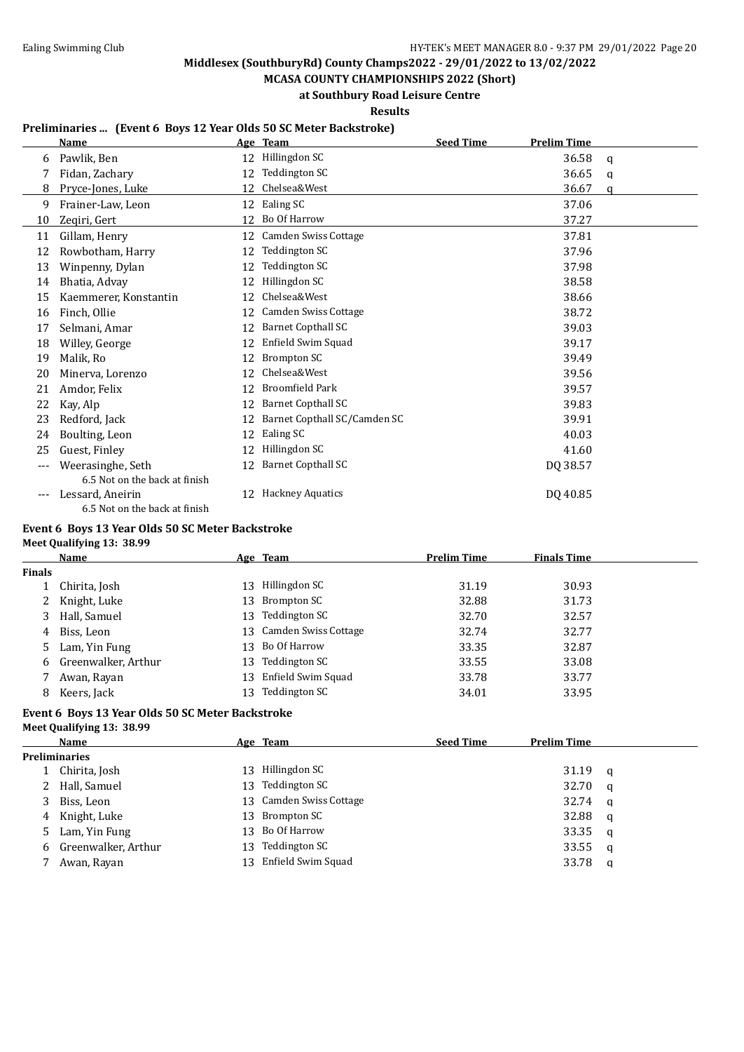# Middlesex (SouthburyRd) County Champs2022 - 29/01/2022 to 13/02/2022

## MCASA COUNTY CHAMPIONSHIPS 2022 (Short)

### at Southbury Road Leisure Centre

#### Results

**Preliminaries ... (Event 6 Boys 12 Year Olds 50 SC Meter Backstroke)**

| | Name | Age | Team | Seed Time | Prelim Time | |
|---|---|---|---|---|---|---|
| 6 | Pawlik, Ben | 12 | Hillingdon SC | | 36.58 | q |
| 7 | Fidan, Zachary | 12 | Teddington SC | | 36.65 | q |
| 8 | Pryce-Jones, Luke | 12 | Chelsea&West | | 36.67 | q |
| 9 | Frainer-Law, Leon | 12 | Ealing SC | | 37.06 | |
| 10 | Zeqiri, Gert | 12 | Bo Of Harrow | | 37.27 | |
| 11 | Gillam, Henry | 12 | Camden Swiss Cottage | | 37.81 | |
| 12 | Rowbotham, Harry | 12 | Teddington SC | | 37.96 | |
| 13 | Winpenny, Dylan | 12 | Teddington SC | | 37.98 | |
| 14 | Bhatia, Advay | 12 | Hillingdon SC | | 38.58 | |
| 15 | Kaemmerer, Konstantin | 12 | Chelsea&West | | 38.66 | |
| 16 | Finch, Ollie | 12 | Camden Swiss Cottage | | 38.72 | |
| 17 | Selmani, Amar | 12 | Barnet Copthall SC | | 39.03 | |
| 18 | Willey, George | 12 | Enfield Swim Squad | | 39.17 | |
| 19 | Malik, Ro | 12 | Brompton SC | | 39.49 | |
| 20 | Minerva, Lorenzo | 12 | Chelsea&West | | 39.56 | |
| 21 | Amdor, Felix | 12 | Broomfield Park | | 39.57 | |
| 22 | Kay, Alp | 12 | Barnet Copthall SC | | 39.83 | |
| 23 | Redford, Jack | 12 | Barnet Copthall SC/Camden SC | | 39.91 | |
| 24 | Boulting, Leon | 12 | Ealing SC | | 40.03 | |
| 25 | Guest, Finley | 12 | Hillingdon SC | | 41.60 | |
| --- | Weerasinghe, Seth | 12 | Barnet Copthall SC | | DQ 38.57 | |
| | 6.5 Not on the back at finish | | | | | |
| --- | Lessard, Aneirin | 12 | Hackney Aquatics | | DQ 40.85 | |
| | 6.5 Not on the back at finish | | | | | |

**Event 6 Boys 13 Year Olds 50 SC Meter Backstroke**

**Meet Qualifying 13: 38.99**

| | Name | Age | Team | Prelim Time | Finals Time |
|---|---|---|---|---|---|
| **Finals** | | | | | |
| 1 | Chirita, Josh | 13 | Hillingdon SC | 31.19 | 30.93 |
| 2 | Knight, Luke | 13 | Brompton SC | 32.88 | 31.73 |
| 3 | Hall, Samuel | 13 | Teddington SC | 32.70 | 32.57 |
| 4 | Biss, Leon | 13 | Camden Swiss Cottage | 32.74 | 32.77 |
| 5 | Lam, Yin Fung | 13 | Bo Of Harrow | 33.35 | 32.87 |
| 6 | Greenwalker, Arthur | 13 | Teddington SC | 33.55 | 33.08 |
| 7 | Awan, Rayan | 13 | Enfield Swim Squad | 33.78 | 33.77 |
| 8 | Keers, Jack | 13 | Teddington SC | 34.01 | 33.95 |

**Event 6 Boys 13 Year Olds 50 SC Meter Backstroke**

**Meet Qualifying 13: 38.99**

| | Name | Age | Team | Seed Time | Prelim Time | |
|---|---|---|---|---|---|---|
| **Preliminaries** | | | | | | |
| 1 | Chirita, Josh | 13 | Hillingdon SC | | 31.19 | q |
| 2 | Hall, Samuel | 13 | Teddington SC | | 32.70 | q |
| 3 | Biss, Leon | 13 | Camden Swiss Cottage | | 32.74 | q |
| 4 | Knight, Luke | 13 | Brompton SC | | 32.88 | q |
| 5 | Lam, Yin Fung | 13 | Bo Of Harrow | | 33.35 | q |
| 6 | Greenwalker, Arthur | 13 | Teddington SC | | 33.55 | q |
| 7 | Awan, Rayan | 13 | Enfield Swim Squad | | 33.78 | q |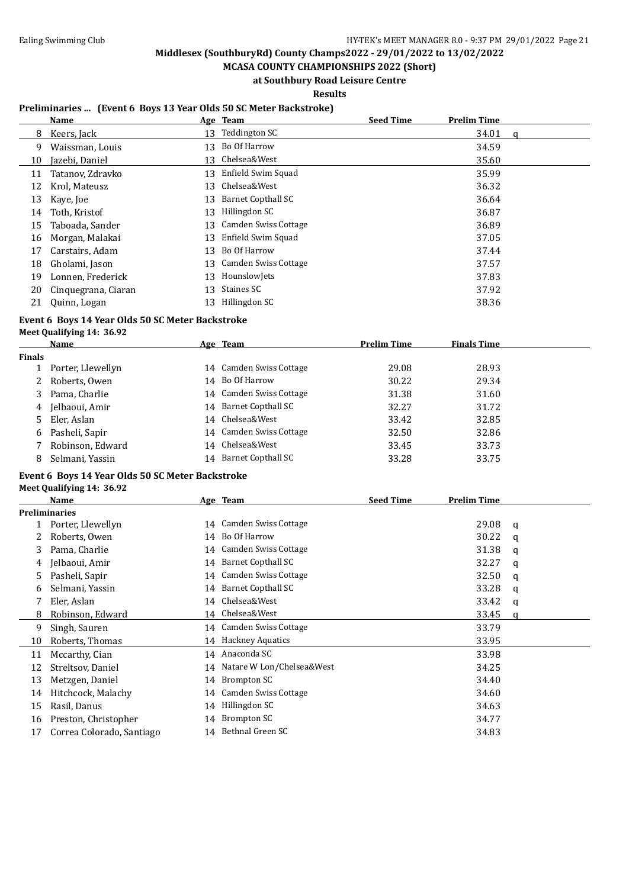## Middlesex (SouthburyRd) County Champs2022 - 29/01/2022 to 13/02/2022

### MCASA COUNTY CHAMPIONSHIPS 2022 (Short)

### at Southbury Road Leisure Centre

### Results

#### Preliminaries ... (Event 6 Boys 13 Year Olds 50 SC Meter Backstroke)

| | Name | Age | Team | Seed Time | Prelim Time | |
|---|---|---|---|---|---|---|
| 8 | Keers, Jack | 13 | Teddington SC | | 34.01 | q |
| 9 | Waissman, Louis | 13 | Bo Of Harrow | | 34.59 | |
| 10 | Jazebi, Daniel | 13 | Chelsea&West | | 35.60 | |
| 11 | Tatanov, Zdravko | 13 | Enfield Swim Squad | | 35.99 | |
| 12 | Krol, Mateusz | 13 | Chelsea&West | | 36.32 | |
| 13 | Kaye, Joe | 13 | Barnet Copthall SC | | 36.64 | |
| 14 | Toth, Kristof | 13 | Hillingdon SC | | 36.87 | |
| 15 | Taboada, Sander | 13 | Camden Swiss Cottage | | 36.89 | |
| 16 | Morgan, Malakai | 13 | Enfield Swim Squad | | 37.05 | |
| 17 | Carstairs, Adam | 13 | Bo Of Harrow | | 37.44 | |
| 18 | Gholami, Jason | 13 | Camden Swiss Cottage | | 37.57 | |
| 19 | Lonnen, Frederick | 13 | HounslowJets | | 37.83 | |
| 20 | Cinquegrana, Ciaran | 13 | Staines SC | | 37.92 | |
| 21 | Quinn, Logan | 13 | Hillingdon SC | | 38.36 | |

#### Event 6 Boys 14 Year Olds 50 SC Meter Backstroke

Meet Qualifying 14: 36.92

| | Name | Age | Team | Prelim Time | Finals Time |
|---|---|---|---|---|---|
| **Finals** | | | | | |
| 1 | Porter, Llewellyn | 14 | Camden Swiss Cottage | 29.08 | 28.93 |
| 2 | Roberts, Owen | 14 | Bo Of Harrow | 30.22 | 29.34 |
| 3 | Pama, Charlie | 14 | Camden Swiss Cottage | 31.38 | 31.60 |
| 4 | Jelbaoui, Amir | 14 | Barnet Copthall SC | 32.27 | 31.72 |
| 5 | Eler, Aslan | 14 | Chelsea&West | 33.42 | 32.85 |
| 6 | Pasheli, Sapir | 14 | Camden Swiss Cottage | 32.50 | 32.86 |
| 7 | Robinson, Edward | 14 | Chelsea&West | 33.45 | 33.73 |
| 8 | Selmani, Yassin | 14 | Barnet Copthall SC | 33.28 | 33.75 |

#### Event 6 Boys 14 Year Olds 50 SC Meter Backstroke

Meet Qualifying 14: 36.92

| | Name | Age | Team | Seed Time | Prelim Time | |
|---|---|---|---|---|---|---|
| **Preliminaries** | | | | | | |
| 1 | Porter, Llewellyn | 14 | Camden Swiss Cottage | | 29.08 | q |
| 2 | Roberts, Owen | 14 | Bo Of Harrow | | 30.22 | q |
| 3 | Pama, Charlie | 14 | Camden Swiss Cottage | | 31.38 | q |
| 4 | Jelbaoui, Amir | 14 | Barnet Copthall SC | | 32.27 | q |
| 5 | Pasheli, Sapir | 14 | Camden Swiss Cottage | | 32.50 | q |
| 6 | Selmani, Yassin | 14 | Barnet Copthall SC | | 33.28 | q |
| 7 | Eler, Aslan | 14 | Chelsea&West | | 33.42 | q |
| 8 | Robinson, Edward | 14 | Chelsea&West | | 33.45 | q |
| 9 | Singh, Sauren | 14 | Camden Swiss Cottage | | 33.79 | |
| 10 | Roberts, Thomas | 14 | Hackney Aquatics | | 33.95 | |
| 11 | Mccarthy, Cian | 14 | Anaconda SC | | 33.98 | |
| 12 | Streltsov, Daniel | 14 | Natare W Lon/Chelsea&West | | 34.25 | |
| 13 | Metzgen, Daniel | 14 | Brompton SC | | 34.40 | |
| 14 | Hitchcock, Malachy | 14 | Camden Swiss Cottage | | 34.60 | |
| 15 | Rasil, Danus | 14 | Hillingdon SC | | 34.63 | |
| 16 | Preston, Christopher | 14 | Brompton SC | | 34.77 | |
| 17 | Correa Colorado, Santiago | 14 | Bethnal Green SC | | 34.83 | |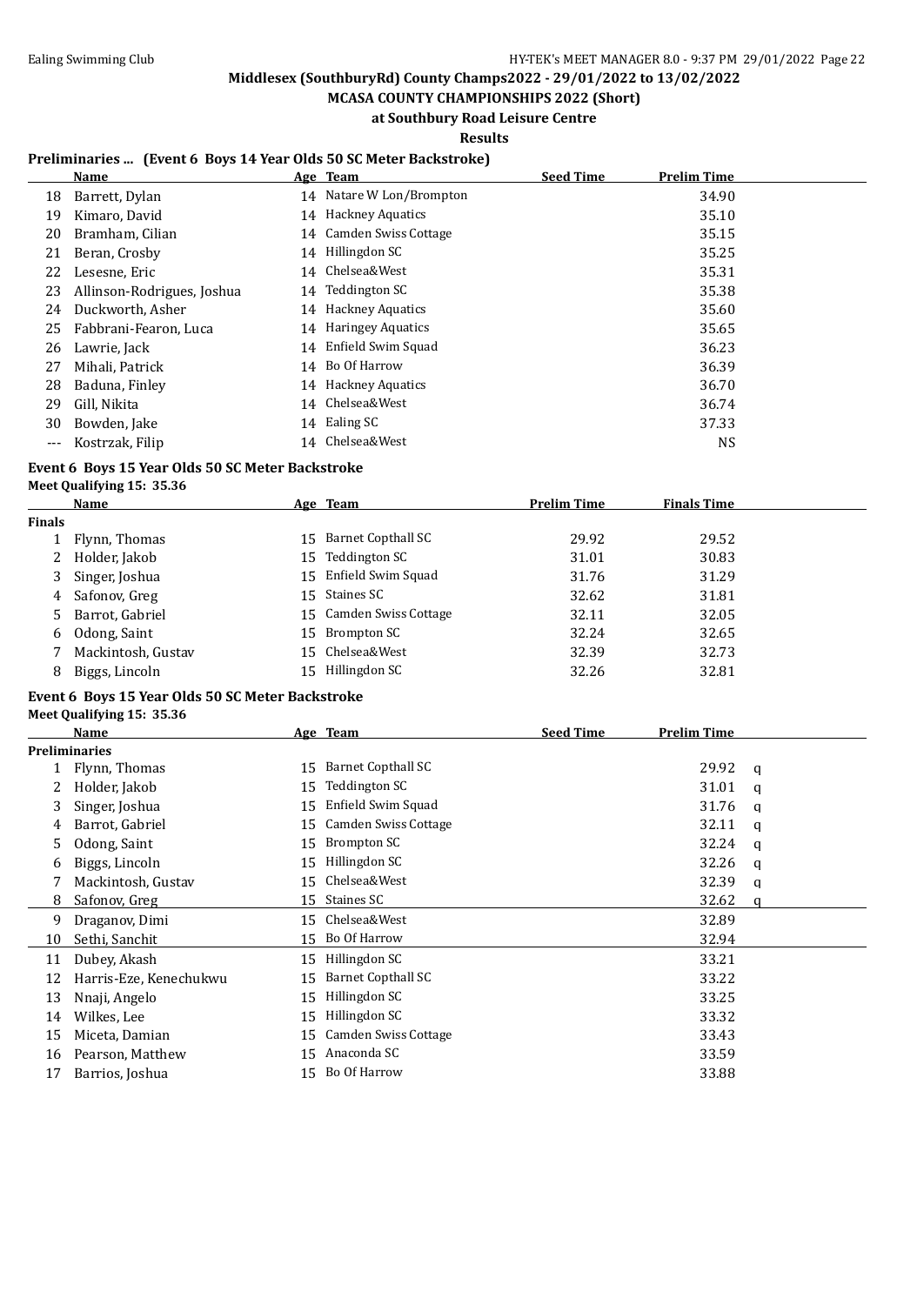## Middlesex (SouthburyRd) County Champs2022 - 29/01/2022 to 13/02/2022

### MCASA COUNTY CHAMPIONSHIPS 2022 (Short)

### at Southbury Road Leisure Centre

### Results

**Preliminaries ... (Event 6 Boys 14 Year Olds 50 SC Meter Backstroke)**

| | Name | Age | Team | Seed Time | Prelim Time |
|---|---|---|---|---|---|
| 18 | Barrett, Dylan | 14 | Natare W Lon/Brompton | | 34.90 |
| 19 | Kimaro, David | 14 | Hackney Aquatics | | 35.10 |
| 20 | Bramham, Cilian | 14 | Camden Swiss Cottage | | 35.15 |
| 21 | Beran, Crosby | 14 | Hillingdon SC | | 35.25 |
| 22 | Lesesne, Eric | 14 | Chelsea&West | | 35.31 |
| 23 | Allinson-Rodrigues, Joshua | 14 | Teddington SC | | 35.38 |
| 24 | Duckworth, Asher | 14 | Hackney Aquatics | | 35.60 |
| 25 | Fabbrani-Fearon, Luca | 14 | Haringey Aquatics | | 35.65 |
| 26 | Lawrie, Jack | 14 | Enfield Swim Squad | | 36.23 |
| 27 | Mihali, Patrick | 14 | Bo Of Harrow | | 36.39 |
| 28 | Baduna, Finley | 14 | Hackney Aquatics | | 36.70 |
| 29 | Gill, Nikita | 14 | Chelsea&West | | 36.74 |
| 30 | Bowden, Jake | 14 | Ealing SC | | 37.33 |
| --- | Kostrzak, Filip | 14 | Chelsea&West | | NS |

**Event 6 Boys 15 Year Olds 50 SC Meter Backstroke**

**Meet Qualifying 15: 35.36**

| | Name | Age | Team | Prelim Time | Finals Time |
|---|---|---|---|---|---|
| **Finals** | | | | | |
| 1 | Flynn, Thomas | 15 | Barnet Copthall SC | 29.92 | 29.52 |
| 2 | Holder, Jakob | 15 | Teddington SC | 31.01 | 30.83 |
| 3 | Singer, Joshua | 15 | Enfield Swim Squad | 31.76 | 31.29 |
| 4 | Safonov, Greg | 15 | Staines SC | 32.62 | 31.81 |
| 5 | Barrot, Gabriel | 15 | Camden Swiss Cottage | 32.11 | 32.05 |
| 6 | Odong, Saint | 15 | Brompton SC | 32.24 | 32.65 |
| 7 | Mackintosh, Gustav | 15 | Chelsea&West | 32.39 | 32.73 |
| 8 | Biggs, Lincoln | 15 | Hillingdon SC | 32.26 | 32.81 |

**Event 6 Boys 15 Year Olds 50 SC Meter Backstroke**

**Meet Qualifying 15: 35.36**

| | Name | Age | Team | Seed Time | Prelim Time | |
|---|---|---|---|---|---|---|
| **Preliminaries** | | | | | | |
| 1 | Flynn, Thomas | 15 | Barnet Copthall SC | | 29.92 | q |
| 2 | Holder, Jakob | 15 | Teddington SC | | 31.01 | q |
| 3 | Singer, Joshua | 15 | Enfield Swim Squad | | 31.76 | q |
| 4 | Barrot, Gabriel | 15 | Camden Swiss Cottage | | 32.11 | q |
| 5 | Odong, Saint | 15 | Brompton SC | | 32.24 | q |
| 6 | Biggs, Lincoln | 15 | Hillingdon SC | | 32.26 | q |
| 7 | Mackintosh, Gustav | 15 | Chelsea&West | | 32.39 | q |
| 8 | Safonov, Greg | 15 | Staines SC | | 32.62 | q |
| 9 | Draganov, Dimi | 15 | Chelsea&West | | 32.89 | |
| 10 | Sethi, Sanchit | 15 | Bo Of Harrow | | 32.94 | |
| 11 | Dubey, Akash | 15 | Hillingdon SC | | 33.21 | |
| 12 | Harris-Eze, Kenechukwu | 15 | Barnet Copthall SC | | 33.22 | |
| 13 | Nnaji, Angelo | 15 | Hillingdon SC | | 33.25 | |
| 14 | Wilkes, Lee | 15 | Hillingdon SC | | 33.32 | |
| 15 | Miceta, Damian | 15 | Camden Swiss Cottage | | 33.43 | |
| 16 | Pearson, Matthew | 15 | Anaconda SC | | 33.59 | |
| 17 | Barrios, Joshua | 15 | Bo Of Harrow | | 33.88 | |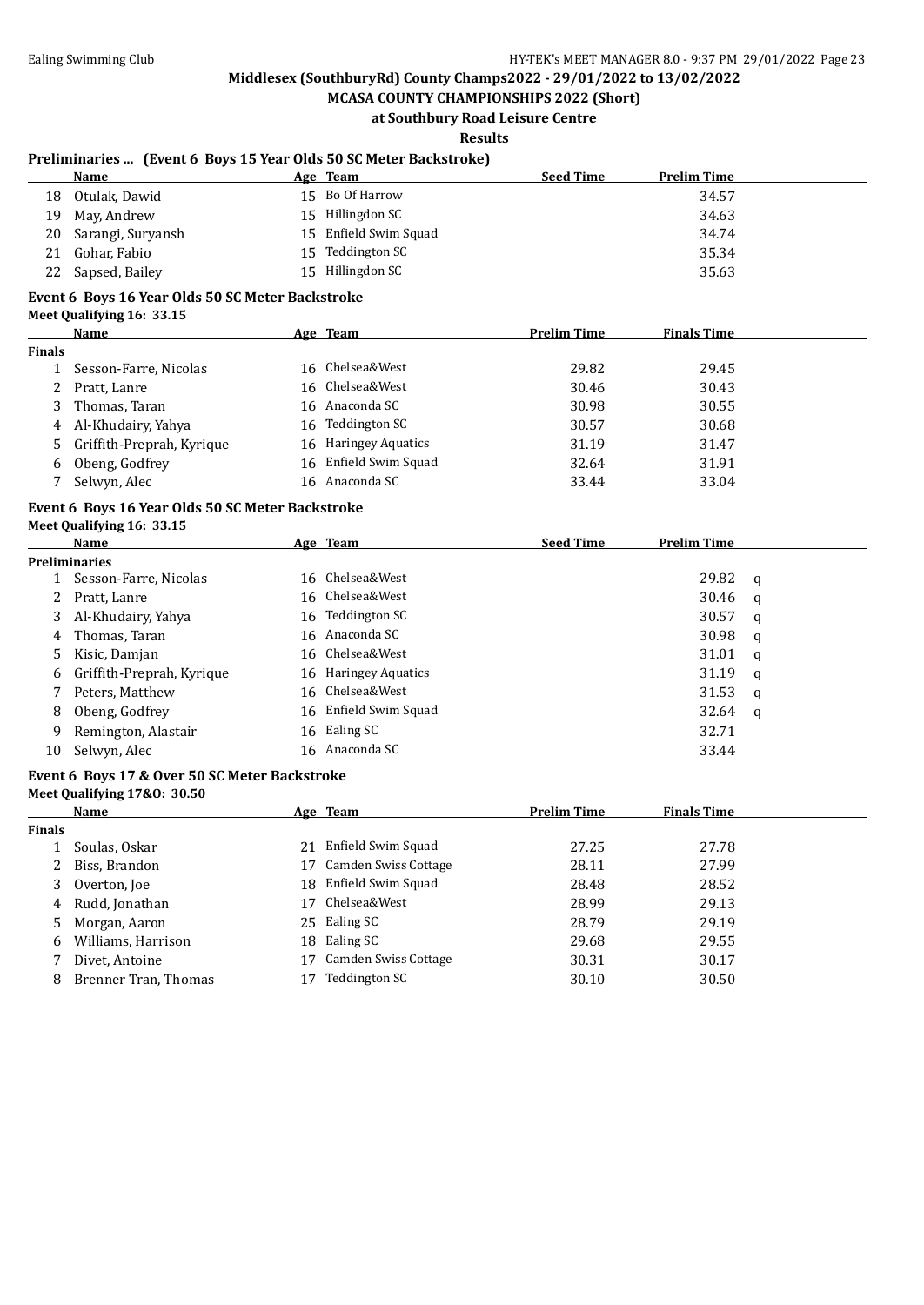Middlesex (SouthburyRd) County Champs2022 - 29/01/2022 to 13/02/2022

MCASA COUNTY CHAMPIONSHIPS 2022 (Short)

at Southbury Road Leisure Centre

Results

### Preliminaries ... (Event 6 Boys 15 Year Olds 50 SC Meter Backstroke)

| | Name | Age | Team | Seed Time | Prelim Time | |
|---|---|---|---|---|---|---|
| 18 | Otulak, Dawid | 15 | Bo Of Harrow | | 34.57 | |
| 19 | May, Andrew | 15 | Hillingdon SC | | 34.63 | |
| 20 | Sarangi, Suryansh | 15 | Enfield Swim Squad | | 34.74 | |
| 21 | Gohar, Fabio | 15 | Teddington SC | | 35.34 | |
| 22 | Sapsed, Bailey | 15 | Hillingdon SC | | 35.63 | |

### Event 6 Boys 16 Year Olds 50 SC Meter Backstroke

Meet Qualifying 16: 33.15

| | Name | Age | Team | Prelim Time | Finals Time |
|---|---|---|---|---|---|
| **Finals** | | | | | |
| 1 | Sesson-Farre, Nicolas | 16 | Chelsea&West | 29.82 | 29.45 |
| 2 | Pratt, Lanre | 16 | Chelsea&West | 30.46 | 30.43 |
| 3 | Thomas, Taran | 16 | Anaconda SC | 30.98 | 30.55 |
| 4 | Al-Khudairy, Yahya | 16 | Teddington SC | 30.57 | 30.68 |
| 5 | Griffith-Preprah, Kyrique | 16 | Haringey Aquatics | 31.19 | 31.47 |
| 6 | Obeng, Godfrey | 16 | Enfield Swim Squad | 32.64 | 31.91 |
| 7 | Selwyn, Alec | 16 | Anaconda SC | 33.44 | 33.04 |

### Event 6 Boys 16 Year Olds 50 SC Meter Backstroke

Meet Qualifying 16: 33.15

| | Name | Age | Team | Seed Time | Prelim Time | |
|---|---|---|---|---|---|---|
| **Preliminaries** | | | | | | |
| 1 | Sesson-Farre, Nicolas | 16 | Chelsea&West | | 29.82 | q |
| 2 | Pratt, Lanre | 16 | Chelsea&West | | 30.46 | q |
| 3 | Al-Khudairy, Yahya | 16 | Teddington SC | | 30.57 | q |
| 4 | Thomas, Taran | 16 | Anaconda SC | | 30.98 | q |
| 5 | Kisic, Damjan | 16 | Chelsea&West | | 31.01 | q |
| 6 | Griffith-Preprah, Kyrique | 16 | Haringey Aquatics | | 31.19 | q |
| 7 | Peters, Matthew | 16 | Chelsea&West | | 31.53 | q |
| 8 | Obeng, Godfrey | 16 | Enfield Swim Squad | | 32.64 | q |
| 9 | Remington, Alastair | 16 | Ealing SC | | 32.71 | |
| 10 | Selwyn, Alec | 16 | Anaconda SC | | 33.44 | |

### Event 6 Boys 17 & Over 50 SC Meter Backstroke

Meet Qualifying 17&O: 30.50

| | Name | Age | Team | Prelim Time | Finals Time |
|---|---|---|---|---|---|
| **Finals** | | | | | |
| 1 | Soulas, Oskar | 21 | Enfield Swim Squad | 27.25 | 27.78 |
| 2 | Biss, Brandon | 17 | Camden Swiss Cottage | 28.11 | 27.99 |
| 3 | Overton, Joe | 18 | Enfield Swim Squad | 28.48 | 28.52 |
| 4 | Rudd, Jonathan | 17 | Chelsea&West | 28.99 | 29.13 |
| 5 | Morgan, Aaron | 25 | Ealing SC | 28.79 | 29.19 |
| 6 | Williams, Harrison | 18 | Ealing SC | 29.68 | 29.55 |
| 7 | Divet, Antoine | 17 | Camden Swiss Cottage | 30.31 | 30.17 |
| 8 | Brenner Tran, Thomas | 17 | Teddington SC | 30.10 | 30.50 |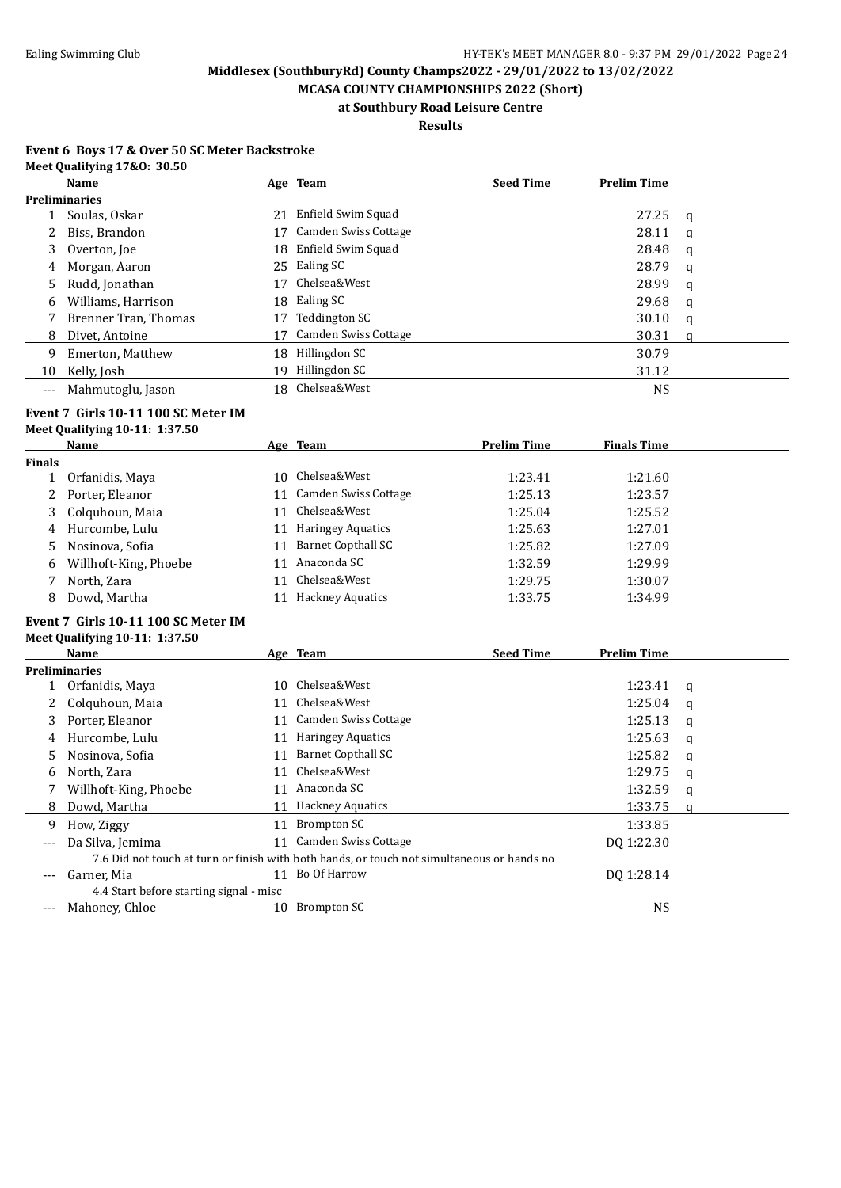Middlesex (SouthburyRd) County Champs2022 - 29/01/2022 to 13/02/2022

MCASA COUNTY CHAMPIONSHIPS 2022 (Short)

at Southbury Road Leisure Centre

Results

### Event 6 Boys 17 & Over 50 SC Meter Backstroke

Meet Qualifying 17&O: 30.50

| | Name | Age | Team | Seed Time | Prelim Time | |
|---|---|---|---|---|---|---|
| **Preliminaries** | | | | | | |
| 1 | Soulas, Oskar | 21 | Enfield Swim Squad | | 27.25 | q |
| 2 | Biss, Brandon | 17 | Camden Swiss Cottage | | 28.11 | q |
| 3 | Overton, Joe | 18 | Enfield Swim Squad | | 28.48 | q |
| 4 | Morgan, Aaron | 25 | Ealing SC | | 28.79 | q |
| 5 | Rudd, Jonathan | 17 | Chelsea&West | | 28.99 | q |
| 6 | Williams, Harrison | 18 | Ealing SC | | 29.68 | q |
| 7 | Brenner Tran, Thomas | 17 | Teddington SC | | 30.10 | q |
| 8 | Divet, Antoine | 17 | Camden Swiss Cottage | | 30.31 | q |
| 9 | Emerton, Matthew | 18 | Hillingdon SC | | 30.79 | |
| 10 | Kelly, Josh | 19 | Hillingdon SC | | 31.12 | |
| --- | Mahmutoglu, Jason | 18 | Chelsea&West | | NS | |

### Event 7 Girls 10-11 100 SC Meter IM

Meet Qualifying 10-11: 1:37.50

| | Name | Age | Team | Prelim Time | Finals Time |
|---|---|---|---|---|---|
| **Finals** | | | | | |
| 1 | Orfanidis, Maya | 10 | Chelsea&West | 1:23.41 | 1:21.60 |
| 2 | Porter, Eleanor | 11 | Camden Swiss Cottage | 1:25.13 | 1:23.57 |
| 3 | Colquhoun, Maia | 11 | Chelsea&West | 1:25.04 | 1:25.52 |
| 4 | Hurcombe, Lulu | 11 | Haringey Aquatics | 1:25.63 | 1:27.01 |
| 5 | Nosinova, Sofia | 11 | Barnet Copthall SC | 1:25.82 | 1:27.09 |
| 6 | Willhoft-King, Phoebe | 11 | Anaconda SC | 1:32.59 | 1:29.99 |
| 7 | North, Zara | 11 | Chelsea&West | 1:29.75 | 1:30.07 |
| 8 | Dowd, Martha | 11 | Hackney Aquatics | 1:33.75 | 1:34.99 |

### Event 7 Girls 10-11 100 SC Meter IM

Meet Qualifying 10-11: 1:37.50

| | Name | Age | Team | Seed Time | Prelim Time | |
|---|---|---|---|---|---|---|
| **Preliminaries** | | | | | | |
| 1 | Orfanidis, Maya | 10 | Chelsea&West | | 1:23.41 | q |
| 2 | Colquhoun, Maia | 11 | Chelsea&West | | 1:25.04 | q |
| 3 | Porter, Eleanor | 11 | Camden Swiss Cottage | | 1:25.13 | q |
| 4 | Hurcombe, Lulu | 11 | Haringey Aquatics | | 1:25.63 | q |
| 5 | Nosinova, Sofia | 11 | Barnet Copthall SC | | 1:25.82 | q |
| 6 | North, Zara | 11 | Chelsea&West | | 1:29.75 | q |
| 7 | Willhoft-King, Phoebe | 11 | Anaconda SC | | 1:32.59 | q |
| 8 | Dowd, Martha | 11 | Hackney Aquatics | | 1:33.75 | q |
| 9 | How, Ziggy | 11 | Brompton SC | | 1:33.85 | |
| --- | Da Silva, Jemima | 11 | Camden Swiss Cottage | | DQ 1:22.30 | |
| | 7.6 Did not touch at turn or finish with both hands, or touch not simultaneous or hands no | | | | | |
| --- | Garner, Mia | 11 | Bo Of Harrow | | DQ 1:28.14 | |
| | 4.4 Start before starting signal - misc | | | | | |
| --- | Mahoney, Chloe | 10 | Brompton SC | | NS | |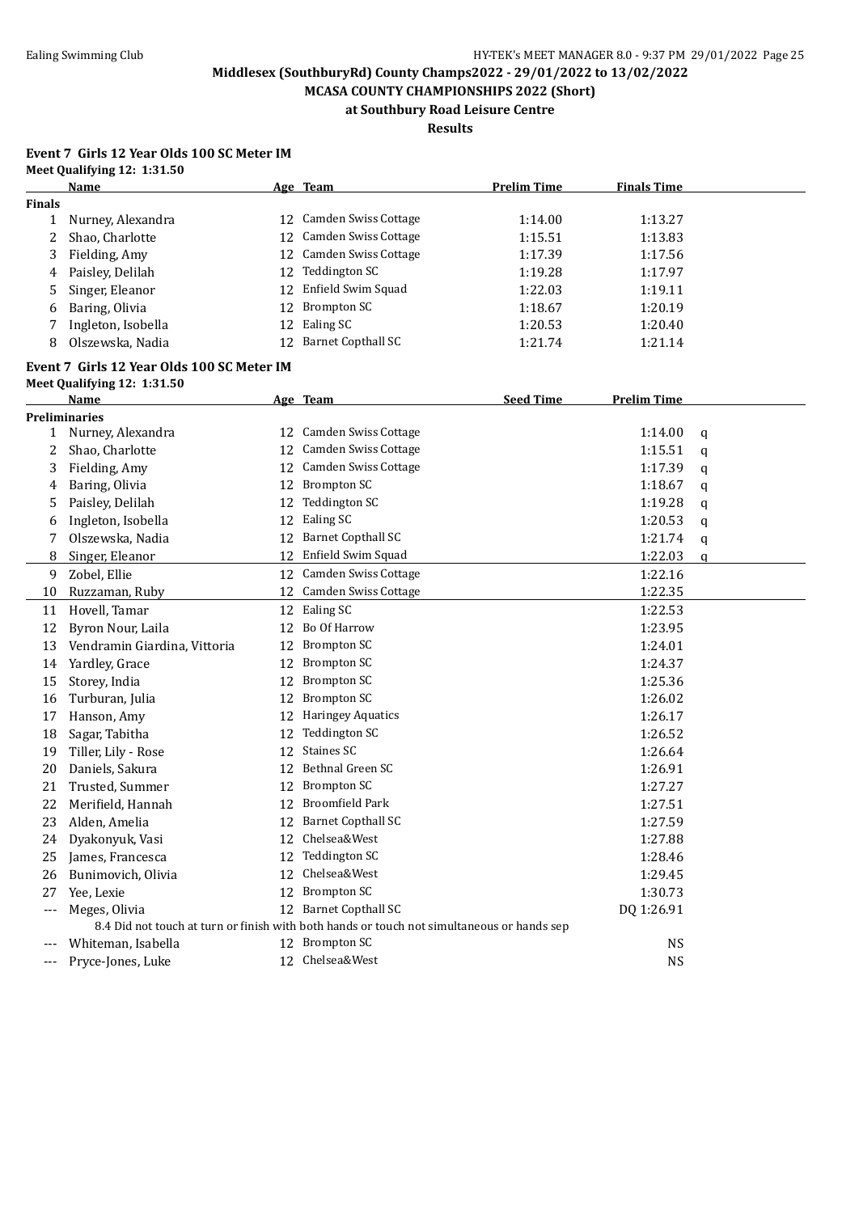**Middlesex (SouthburyRd) County Champs2022 - 29/01/2022 to 13/02/2022**

**MCASA COUNTY CHAMPIONSHIPS 2022 (Short)**

**at Southbury Road Leisure Centre**

**Results**

### Event 7 Girls 12 Year Olds 100 SC Meter IM

**Meet Qualifying 12: 1:31.50**

| | Name | Age | Team | Prelim Time | Finals Time |
|---|---|---|---|---|---|
| **Finals** | | | | | |
| 1 | Nurney, Alexandra | 12 | Camden Swiss Cottage | 1:14.00 | 1:13.27 |
| 2 | Shao, Charlotte | 12 | Camden Swiss Cottage | 1:15.51 | 1:13.83 |
| 3 | Fielding, Amy | 12 | Camden Swiss Cottage | 1:17.39 | 1:17.56 |
| 4 | Paisley, Delilah | 12 | Teddington SC | 1:19.28 | 1:17.97 |
| 5 | Singer, Eleanor | 12 | Enfield Swim Squad | 1:22.03 | 1:19.11 |
| 6 | Baring, Olivia | 12 | Brompton SC | 1:18.67 | 1:20.19 |
| 7 | Ingleton, Isobella | 12 | Ealing SC | 1:20.53 | 1:20.40 |
| 8 | Olszewska, Nadia | 12 | Barnet Copthall SC | 1:21.74 | 1:21.14 |

### Event 7 Girls 12 Year Olds 100 SC Meter IM

**Meet Qualifying 12: 1:31.50**

| | Name | Age | Team | Seed Time | Prelim Time | |
|---|---|---|---|---|---|---|
| **Preliminaries** | | | | | | |
| 1 | Nurney, Alexandra | 12 | Camden Swiss Cottage | | 1:14.00 | q |
| 2 | Shao, Charlotte | 12 | Camden Swiss Cottage | | 1:15.51 | q |
| 3 | Fielding, Amy | 12 | Camden Swiss Cottage | | 1:17.39 | q |
| 4 | Baring, Olivia | 12 | Brompton SC | | 1:18.67 | q |
| 5 | Paisley, Delilah | 12 | Teddington SC | | 1:19.28 | q |
| 6 | Ingleton, Isobella | 12 | Ealing SC | | 1:20.53 | q |
| 7 | Olszewska, Nadia | 12 | Barnet Copthall SC | | 1:21.74 | q |
| 8 | Singer, Eleanor | 12 | Enfield Swim Squad | | 1:22.03 | q |
| 9 | Zobel, Ellie | 12 | Camden Swiss Cottage | | 1:22.16 | |
| 10 | Ruzzaman, Ruby | 12 | Camden Swiss Cottage | | 1:22.35 | |
| 11 | Hovell, Tamar | 12 | Ealing SC | | 1:22.53 | |
| 12 | Byron Nour, Laila | 12 | Bo Of Harrow | | 1:23.95 | |
| 13 | Vendramin Giardina, Vittoria | 12 | Brompton SC | | 1:24.01 | |
| 14 | Yardley, Grace | 12 | Brompton SC | | 1:24.37 | |
| 15 | Storey, India | 12 | Brompton SC | | 1:25.36 | |
| 16 | Turburan, Julia | 12 | Brompton SC | | 1:26.02 | |
| 17 | Hanson, Amy | 12 | Haringey Aquatics | | 1:26.17 | |
| 18 | Sagar, Tabitha | 12 | Teddington SC | | 1:26.52 | |
| 19 | Tiller, Lily - Rose | 12 | Staines SC | | 1:26.64 | |
| 20 | Daniels, Sakura | 12 | Bethnal Green SC | | 1:26.91 | |
| 21 | Trusted, Summer | 12 | Brompton SC | | 1:27.27 | |
| 22 | Merifield, Hannah | 12 | Broomfield Park | | 1:27.51 | |
| 23 | Alden, Amelia | 12 | Barnet Copthall SC | | 1:27.59 | |
| 24 | Dyakonyuk, Vasi | 12 | Chelsea&West | | 1:27.88 | |
| 25 | James, Francesca | 12 | Teddington SC | | 1:28.46 | |
| 26 | Bunimovich, Olivia | 12 | Chelsea&West | | 1:29.45 | |
| 27 | Yee, Lexie | 12 | Brompton SC | | 1:30.73 | |
| --- | Meges, Olivia | 12 | Barnet Copthall SC | | DQ 1:26.91 | |
| | 8.4 Did not touch at turn or finish with both hands or touch not simultaneous or hands sep | | | | | |
| --- | Whiteman, Isabella | 12 | Brompton SC | | NS | |
| --- | Pryce-Jones, Luke | 12 | Chelsea&West | | NS | |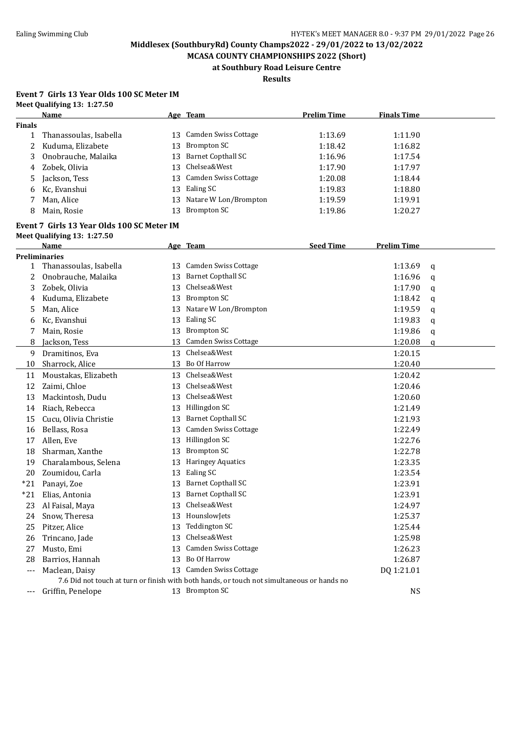# Middlesex (SouthburyRd) County Champs2022 - 29/01/2022 to 13/02/2022

## MCASA COUNTY CHAMPIONSHIPS 2022 (Short)

### at Southbury Road Leisure Centre

### Results

**Event 7 Girls 13 Year Olds 100 SC Meter IM**

**Meet Qualifying 13: 1:27.50**

| | Name | Age | Team | Prelim Time | Finals Time |
|---|---|---|---|---|---|
| **Finals** | | | | | |
| 1 | Thanassoulas, Isabella | 13 | Camden Swiss Cottage | 1:13.69 | 1:11.90 |
| 2 | Kuduma, Elizabete | 13 | Brompton SC | 1:18.42 | 1:16.82 |
| 3 | Onobrauche, Malaika | 13 | Barnet Copthall SC | 1:16.96 | 1:17.54 |
| 4 | Zobek, Olivia | 13 | Chelsea&West | 1:17.90 | 1:17.97 |
| 5 | Jackson, Tess | 13 | Camden Swiss Cottage | 1:20.08 | 1:18.44 |
| 6 | Kc, Evanshui | 13 | Ealing SC | 1:19.83 | 1:18.80 |
| 7 | Man, Alice | 13 | Natare W Lon/Brompton | 1:19.59 | 1:19.91 |
| 8 | Main, Rosie | 13 | Brompton SC | 1:19.86 | 1:20.27 |

**Event 7 Girls 13 Year Olds 100 SC Meter IM**

**Meet Qualifying 13: 1:27.50**

| | Name | Age | Team | Seed Time | Prelim Time | |
|---|---|---|---|---|---|---|
| **Preliminaries** | | | | | | |
| 1 | Thanassoulas, Isabella | 13 | Camden Swiss Cottage | | 1:13.69 | q |
| 2 | Onobrauche, Malaika | 13 | Barnet Copthall SC | | 1:16.96 | q |
| 3 | Zobek, Olivia | 13 | Chelsea&West | | 1:17.90 | q |
| 4 | Kuduma, Elizabete | 13 | Brompton SC | | 1:18.42 | q |
| 5 | Man, Alice | 13 | Natare W Lon/Brompton | | 1:19.59 | q |
| 6 | Kc, Evanshui | 13 | Ealing SC | | 1:19.83 | q |
| 7 | Main, Rosie | 13 | Brompton SC | | 1:19.86 | q |
| 8 | Jackson, Tess | 13 | Camden Swiss Cottage | | 1:20.08 | q |
| 9 | Dramitinos, Eva | 13 | Chelsea&West | | 1:20.15 | |
| 10 | Sharrock, Alice | 13 | Bo Of Harrow | | 1:20.40 | |
| 11 | Moustakas, Elizabeth | 13 | Chelsea&West | | 1:20.42 | |
| 12 | Zaimi, Chloe | 13 | Chelsea&West | | 1:20.46 | |
| 13 | Mackintosh, Dudu | 13 | Chelsea&West | | 1:20.60 | |
| 14 | Riach, Rebecca | 13 | Hillingdon SC | | 1:21.49 | |
| 15 | Cucu, Olivia Christie | 13 | Barnet Copthall SC | | 1:21.93 | |
| 16 | Bellass, Rosa | 13 | Camden Swiss Cottage | | 1:22.49 | |
| 17 | Allen, Eve | 13 | Hillingdon SC | | 1:22.76 | |
| 18 | Sharman, Xanthe | 13 | Brompton SC | | 1:22.78 | |
| 19 | Charalambous, Selena | 13 | Haringey Aquatics | | 1:23.35 | |
| 20 | Zoumidou, Carla | 13 | Ealing SC | | 1:23.54 | |
| *21 | Panayi, Zoe | 13 | Barnet Copthall SC | | 1:23.91 | |
| *21 | Elias, Antonia | 13 | Barnet Copthall SC | | 1:23.91 | |
| 23 | Al Faisal, Maya | 13 | Chelsea&West | | 1:24.97 | |
| 24 | Snow, Theresa | 13 | HounslowJets | | 1:25.37 | |
| 25 | Pitzer, Alice | 13 | Teddington SC | | 1:25.44 | |
| 26 | Trincano, Jade | 13 | Chelsea&West | | 1:25.98 | |
| 27 | Musto, Emi | 13 | Camden Swiss Cottage | | 1:26.23 | |
| 28 | Barrios, Hannah | 13 | Bo Of Harrow | | 1:26.87 | |
| --- | Maclean, Daisy | 13 | Camden Swiss Cottage | | DQ 1:21.01 | |
| | 7.6 Did not touch at turn or finish with both hands, or touch not simultaneous or hands no | | | | | |
| --- | Griffin, Penelope | 13 | Brompton SC | | NS | |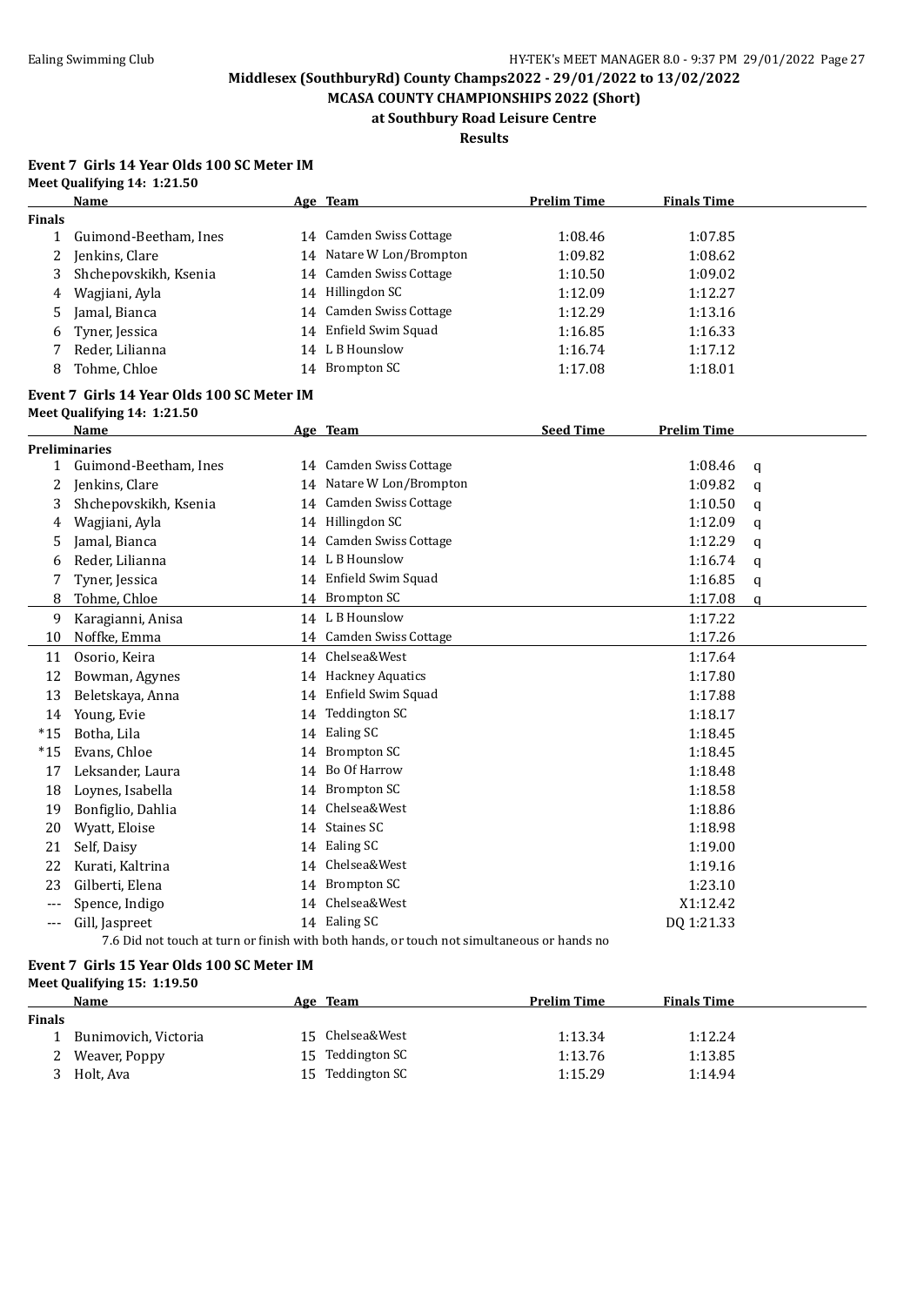**Middlesex (SouthburyRd) County Champs2022 - 29/01/2022 to 13/02/2022**

**MCASA COUNTY CHAMPIONSHIPS 2022 (Short)**

**at Southbury Road Leisure Centre**

**Results**

### Event 7 Girls 14 Year Olds 100 SC Meter IM

**Meet Qualifying 14: 1:21.50**

| | Name | Age | Team | Prelim Time | Finals Time |
|---|---|---|---|---|---|
| **Finals** | | | | | |
| 1 | Guimond-Beetham, Ines | 14 | Camden Swiss Cottage | 1:08.46 | 1:07.85 |
| 2 | Jenkins, Clare | 14 | Natare W Lon/Brompton | 1:09.82 | 1:08.62 |
| 3 | Shchepovskikh, Ksenia | 14 | Camden Swiss Cottage | 1:10.50 | 1:09.02 |
| 4 | Wagjiani, Ayla | 14 | Hillingdon SC | 1:12.09 | 1:12.27 |
| 5 | Jamal, Bianca | 14 | Camden Swiss Cottage | 1:12.29 | 1:13.16 |
| 6 | Tyner, Jessica | 14 | Enfield Swim Squad | 1:16.85 | 1:16.33 |
| 7 | Reder, Lilianna | 14 | L B Hounslow | 1:16.74 | 1:17.12 |
| 8 | Tohme, Chloe | 14 | Brompton SC | 1:17.08 | 1:18.01 |

### Event 7 Girls 14 Year Olds 100 SC Meter IM

**Meet Qualifying 14: 1:21.50**

| | Name | Age | Team | Seed Time | Prelim Time | |
|---|---|---|---|---|---|---|
| **Preliminaries** | | | | | | |
| 1 | Guimond-Beetham, Ines | 14 | Camden Swiss Cottage | | 1:08.46 | q |
| 2 | Jenkins, Clare | 14 | Natare W Lon/Brompton | | 1:09.82 | q |
| 3 | Shchepovskikh, Ksenia | 14 | Camden Swiss Cottage | | 1:10.50 | q |
| 4 | Wagjiani, Ayla | 14 | Hillingdon SC | | 1:12.09 | q |
| 5 | Jamal, Bianca | 14 | Camden Swiss Cottage | | 1:12.29 | q |
| 6 | Reder, Lilianna | 14 | L B Hounslow | | 1:16.74 | q |
| 7 | Tyner, Jessica | 14 | Enfield Swim Squad | | 1:16.85 | q |
| 8 | Tohme, Chloe | 14 | Brompton SC | | 1:17.08 | q |
| 9 | Karagianni, Anisa | 14 | L B Hounslow | | 1:17.22 | |
| 10 | Noffke, Emma | 14 | Camden Swiss Cottage | | 1:17.26 | |
| 11 | Osorio, Keira | 14 | Chelsea&West | | 1:17.64 | |
| 12 | Bowman, Agynes | 14 | Hackney Aquatics | | 1:17.80 | |
| 13 | Beletskaya, Anna | 14 | Enfield Swim Squad | | 1:17.88 | |
| 14 | Young, Evie | 14 | Teddington SC | | 1:18.17 | |
| *15 | Botha, Lila | 14 | Ealing SC | | 1:18.45 | |
| *15 | Evans, Chloe | 14 | Brompton SC | | 1:18.45 | |
| 17 | Leksander, Laura | 14 | Bo Of Harrow | | 1:18.48 | |
| 18 | Loynes, Isabella | 14 | Brompton SC | | 1:18.58 | |
| 19 | Bonfiglio, Dahlia | 14 | Chelsea&West | | 1:18.86 | |
| 20 | Wyatt, Eloise | 14 | Staines SC | | 1:18.98 | |
| 21 | Self, Daisy | 14 | Ealing SC | | 1:19.00 | |
| 22 | Kurati, Kaltrina | 14 | Chelsea&West | | 1:19.16 | |
| 23 | Gilberti, Elena | 14 | Brompton SC | | 1:23.10 | |
| --- | Spence, Indigo | 14 | Chelsea&West | | X1:12.42 | |
| --- | Gill, Jaspreet | 14 | Ealing SC | | DQ 1:21.33 | |

7.6 Did not touch at turn or finish with both hands, or touch not simultaneous or hands no

### Event 7 Girls 15 Year Olds 100 SC Meter IM

**Meet Qualifying 15: 1:19.50**

| | Name | Age | Team | Prelim Time | Finals Time |
|---|---|---|---|---|---|
| **Finals** | | | | | |
| 1 | Bunimovich, Victoria | 15 | Chelsea&West | 1:13.34 | 1:12.24 |
| 2 | Weaver, Poppy | 15 | Teddington SC | 1:13.76 | 1:13.85 |
| 3 | Holt, Ava | 15 | Teddington SC | 1:15.29 | 1:14.94 |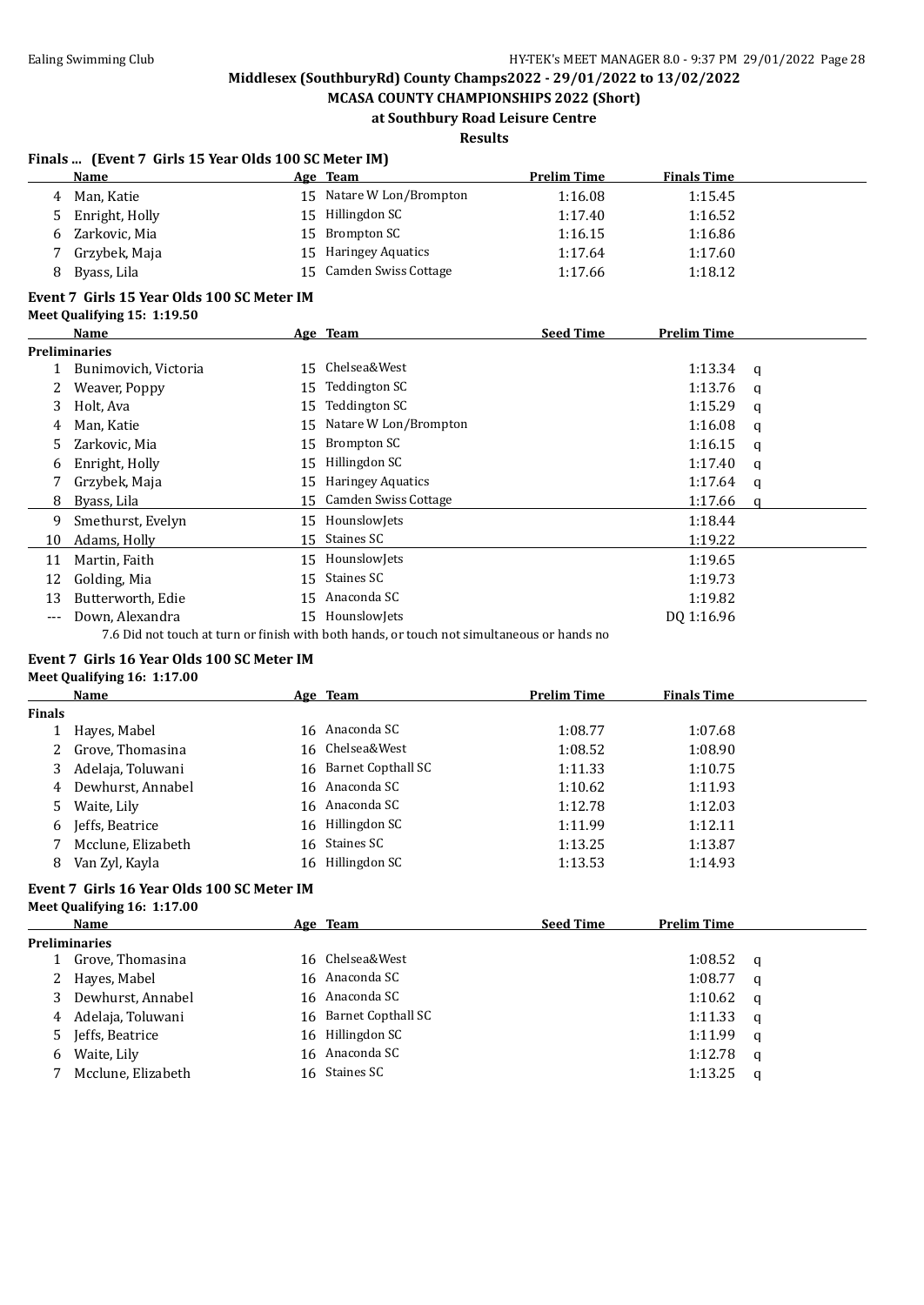### Finals ... (Event 7 Girls 15 Year Olds 100 SC Meter IM)

| | Name | Age | Team | Prelim Time | Finals Time |
|---|---|---|---|---|---|
| 4 | Man, Katie | 15 | Natare W Lon/Brompton | 1:16.08 | 1:15.45 |
| 5 | Enright, Holly | 15 | Hillingdon SC | 1:17.40 | 1:16.52 |
| 6 | Zarkovic, Mia | 15 | Brompton SC | 1:16.15 | 1:16.86 |
| 7 | Grzybek, Maja | 15 | Haringey Aquatics | 1:17.64 | 1:17.60 |
| 8 | Byass, Lila | 15 | Camden Swiss Cottage | 1:17.66 | 1:18.12 |

### Event 7 Girls 15 Year Olds 100 SC Meter IM

**Meet Qualifying 15: 1:19.50**

| | Name | Age | Team | Seed Time | Prelim Time | |
|---|---|---|---|---|---|---|
| **Preliminaries** | | | | | | |
| 1 | Bunimovich, Victoria | 15 | Chelsea&West | | 1:13.34 | q |
| 2 | Weaver, Poppy | 15 | Teddington SC | | 1:13.76 | q |
| 3 | Holt, Ava | 15 | Teddington SC | | 1:15.29 | q |
| 4 | Man, Katie | 15 | Natare W Lon/Brompton | | 1:16.08 | q |
| 5 | Zarkovic, Mia | 15 | Brompton SC | | 1:16.15 | q |
| 6 | Enright, Holly | 15 | Hillingdon SC | | 1:17.40 | q |
| 7 | Grzybek, Maja | 15 | Haringey Aquatics | | 1:17.64 | q |
| 8 | Byass, Lila | 15 | Camden Swiss Cottage | | 1:17.66 | q |
| 9 | Smethurst, Evelyn | 15 | HounslowJets | | 1:18.44 | |
| 10 | Adams, Holly | 15 | Staines SC | | 1:19.22 | |
| 11 | Martin, Faith | 15 | HounslowJets | | 1:19.65 | |
| 12 | Golding, Mia | 15 | Staines SC | | 1:19.73 | |
| 13 | Butterworth, Edie | 15 | Anaconda SC | | 1:19.82 | |
| --- | Down, Alexandra | 15 | HounslowJets | | DQ 1:16.96 | |

7.6 Did not touch at turn or finish with both hands, or touch not simultaneous or hands no

### Event 7 Girls 16 Year Olds 100 SC Meter IM

**Meet Qualifying 16: 1:17.00**

| | Name | Age | Team | Prelim Time | Finals Time |
|---|---|---|---|---|---|
| **Finals** | | | | | |
| 1 | Hayes, Mabel | 16 | Anaconda SC | 1:08.77 | 1:07.68 |
| 2 | Grove, Thomasina | 16 | Chelsea&West | 1:08.52 | 1:08.90 |
| 3 | Adelaja, Toluwani | 16 | Barnet Copthall SC | 1:11.33 | 1:10.75 |
| 4 | Dewhurst, Annabel | 16 | Anaconda SC | 1:10.62 | 1:11.93 |
| 5 | Waite, Lily | 16 | Anaconda SC | 1:12.78 | 1:12.03 |
| 6 | Jeffs, Beatrice | 16 | Hillingdon SC | 1:11.99 | 1:12.11 |
| 7 | Mcclune, Elizabeth | 16 | Staines SC | 1:13.25 | 1:13.87 |
| 8 | Van Zyl, Kayla | 16 | Hillingdon SC | 1:13.53 | 1:14.93 |

### Event 7 Girls 16 Year Olds 100 SC Meter IM

**Meet Qualifying 16: 1:17.00**

| | Name | Age | Team | Seed Time | Prelim Time | |
|---|---|---|---|---|---|---|
| **Preliminaries** | | | | | | |
| 1 | Grove, Thomasina | 16 | Chelsea&West | | 1:08.52 | q |
| 2 | Hayes, Mabel | 16 | Anaconda SC | | 1:08.77 | q |
| 3 | Dewhurst, Annabel | 16 | Anaconda SC | | 1:10.62 | q |
| 4 | Adelaja, Toluwani | 16 | Barnet Copthall SC | | 1:11.33 | q |
| 5 | Jeffs, Beatrice | 16 | Hillingdon SC | | 1:11.99 | q |
| 6 | Waite, Lily | 16 | Anaconda SC | | 1:12.78 | q |
| 7 | Mcclune, Elizabeth | 16 | Staines SC | | 1:13.25 | q |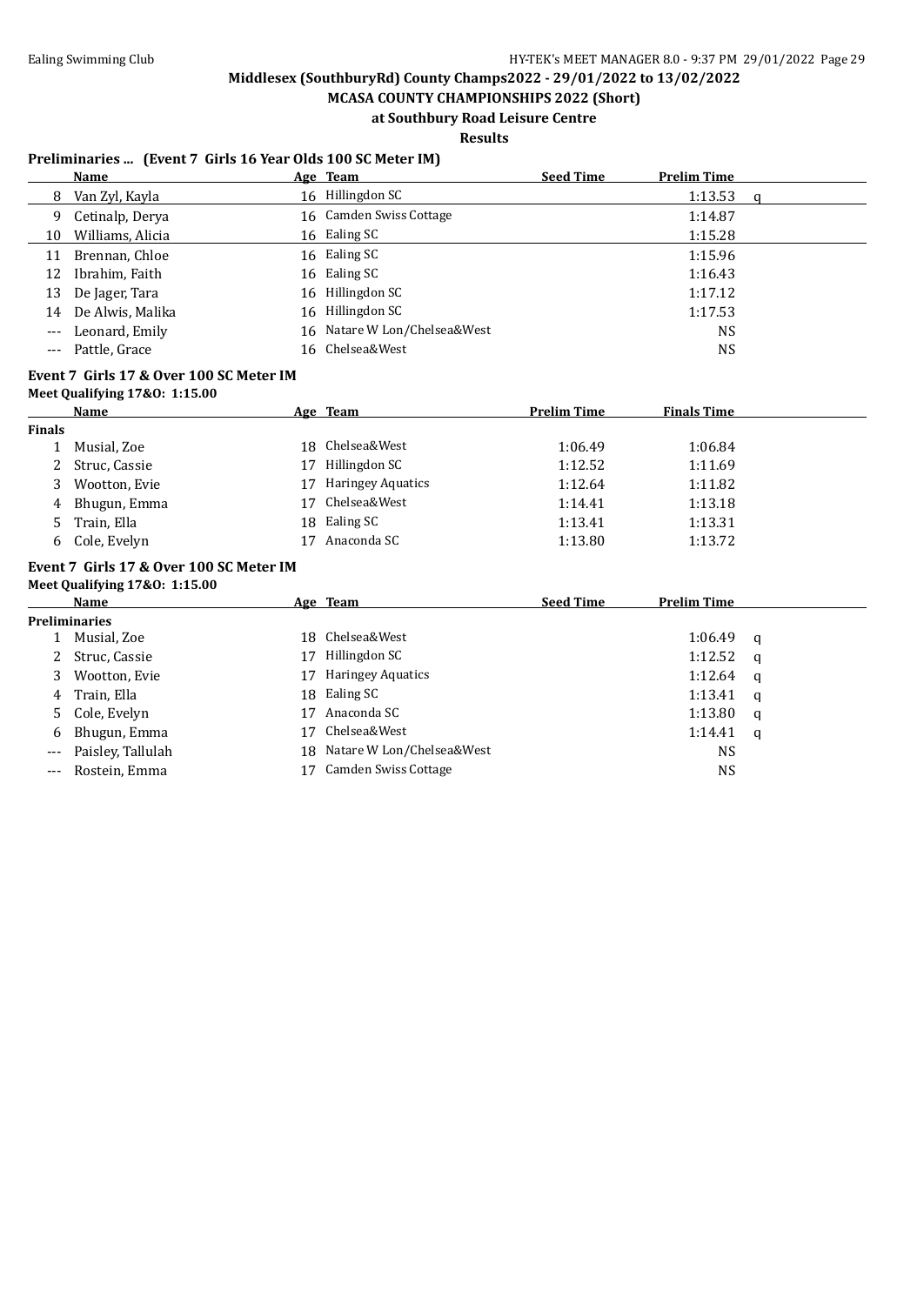### Preliminaries ... (Event 7 Girls 16 Year Olds 100 SC Meter IM)

| | Name | Age | Team | Seed Time | Prelim Time | |
|---|---|---|---|---|---|---|
| 8 | Van Zyl, Kayla | 16 | Hillingdon SC | | 1:13.53 | q |
| 9 | Cetinalp, Derya | 16 | Camden Swiss Cottage | | 1:14.87 | |
| 10 | Williams, Alicia | 16 | Ealing SC | | 1:15.28 | |
| 11 | Brennan, Chloe | 16 | Ealing SC | | 1:15.96 | |
| 12 | Ibrahim, Faith | 16 | Ealing SC | | 1:16.43 | |
| 13 | De Jager, Tara | 16 | Hillingdon SC | | 1:17.12 | |
| 14 | De Alwis, Malika | 16 | Hillingdon SC | | 1:17.53 | |
| --- | Leonard, Emily | 16 | Natare W Lon/Chelsea&West | | NS | |
| --- | Pattle, Grace | 16 | Chelsea&West | | NS | |

### Event 7 Girls 17 & Over 100 SC Meter IM

**Meet Qualifying 17&O: 1:15.00**

| | Name | Age | Team | Prelim Time | Finals Time |
|---|---|---|---|---|---|
| **Finals** | | | | | |
| 1 | Musial, Zoe | 18 | Chelsea&West | 1:06.49 | 1:06.84 |
| 2 | Struc, Cassie | 17 | Hillingdon SC | 1:12.52 | 1:11.69 |
| 3 | Wootton, Evie | 17 | Haringey Aquatics | 1:12.64 | 1:11.82 |
| 4 | Bhugun, Emma | 17 | Chelsea&West | 1:14.41 | 1:13.18 |
| 5 | Train, Ella | 18 | Ealing SC | 1:13.41 | 1:13.31 |
| 6 | Cole, Evelyn | 17 | Anaconda SC | 1:13.80 | 1:13.72 |

### Event 7 Girls 17 & Over 100 SC Meter IM

**Meet Qualifying 17&O: 1:15.00**

| | Name | Age | Team | Seed Time | Prelim Time | |
|---|---|---|---|---|---|---|
| **Preliminaries** | | | | | | |
| 1 | Musial, Zoe | 18 | Chelsea&West | | 1:06.49 | q |
| 2 | Struc, Cassie | 17 | Hillingdon SC | | 1:12.52 | q |
| 3 | Wootton, Evie | 17 | Haringey Aquatics | | 1:12.64 | q |
| 4 | Train, Ella | 18 | Ealing SC | | 1:13.41 | q |
| 5 | Cole, Evelyn | 17 | Anaconda SC | | 1:13.80 | q |
| 6 | Bhugun, Emma | 17 | Chelsea&West | | 1:14.41 | q |
| --- | Paisley, Tallulah | 18 | Natare W Lon/Chelsea&West | | NS | |
| --- | Rostein, Emma | 17 | Camden Swiss Cottage | | NS | |